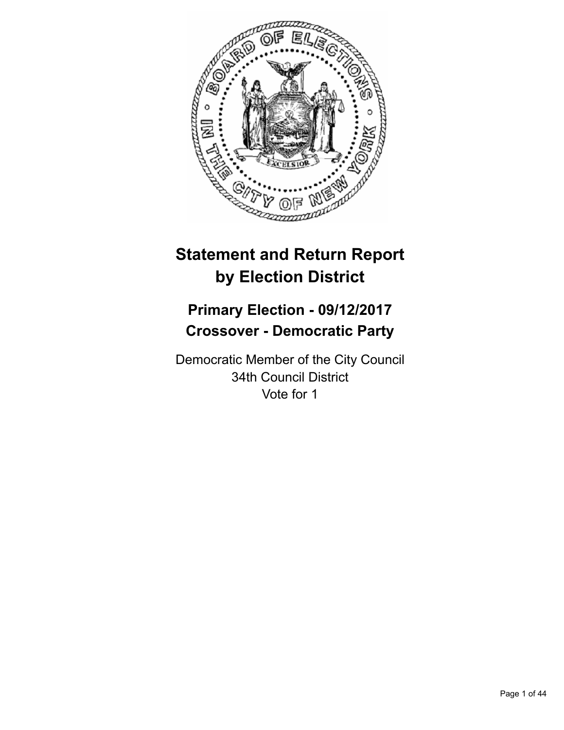# Statement and Return Report by Election District

## Primary Election - 09/12/2017
## Crossover - Democratic Party

Democratic Member of the City Council
34th Council District
Vote for 1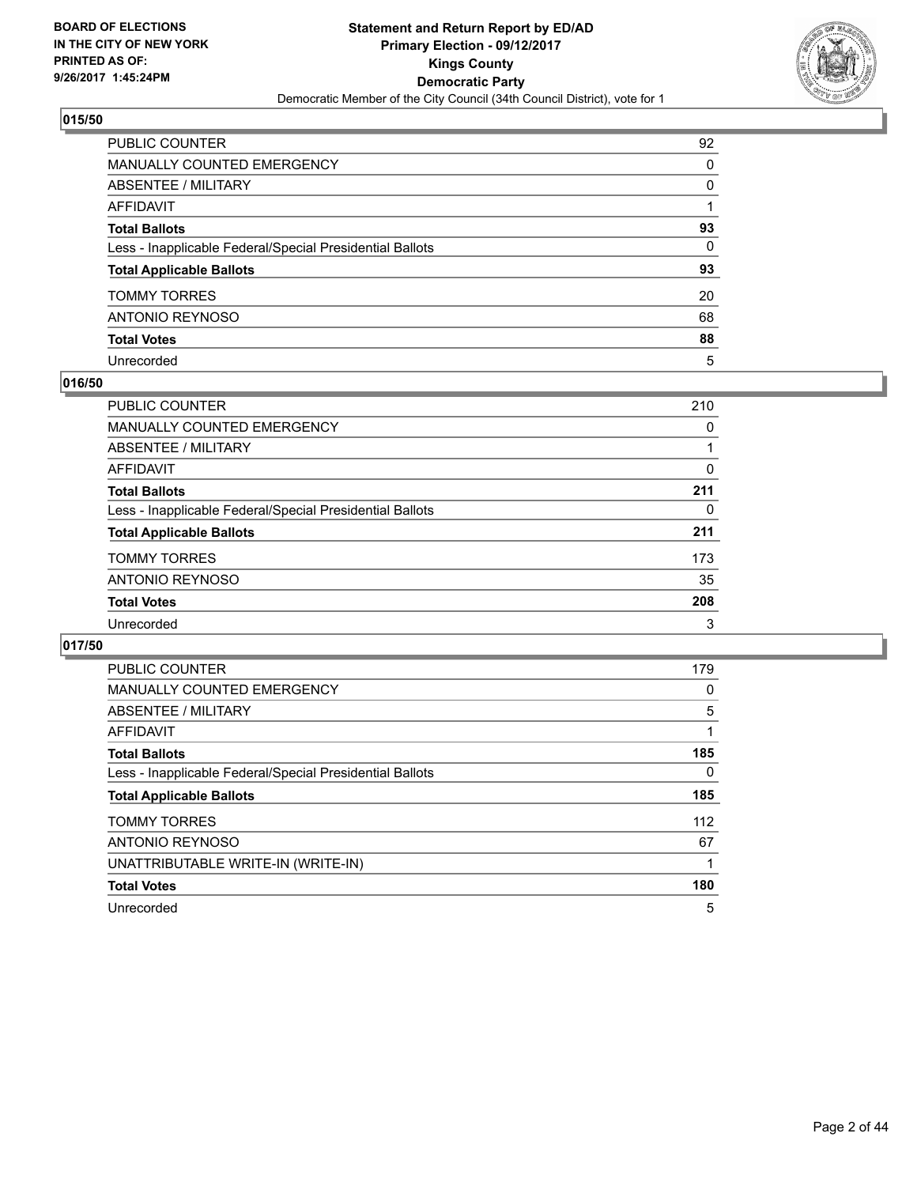## 015/50

| | |
|---|---|
| PUBLIC COUNTER | 92 |
| MANUALLY COUNTED EMERGENCY | 0 |
| ABSENTEE / MILITARY | 0 |
| AFFIDAVIT | 1 |
| **Total Ballots** | **93** |
| Less - Inapplicable Federal/Special Presidential Ballots | 0 |
| **Total Applicable Ballots** | **93** |
| TOMMY TORRES | 20 |
| ANTONIO REYNOSO | 68 |
| **Total Votes** | **88** |
| Unrecorded | 5 |

## 016/50

| | |
|---|---|
| PUBLIC COUNTER | 210 |
| MANUALLY COUNTED EMERGENCY | 0 |
| ABSENTEE / MILITARY | 1 |
| AFFIDAVIT | 0 |
| **Total Ballots** | **211** |
| Less - Inapplicable Federal/Special Presidential Ballots | 0 |
| **Total Applicable Ballots** | **211** |
| TOMMY TORRES | 173 |
| ANTONIO REYNOSO | 35 |
| **Total Votes** | **208** |
| Unrecorded | 3 |

## 017/50

| | |
|---|---|
| PUBLIC COUNTER | 179 |
| MANUALLY COUNTED EMERGENCY | 0 |
| ABSENTEE / MILITARY | 5 |
| AFFIDAVIT | 1 |
| **Total Ballots** | **185** |
| Less - Inapplicable Federal/Special Presidential Ballots | 0 |
| **Total Applicable Ballots** | **185** |
| TOMMY TORRES | 112 |
| ANTONIO REYNOSO | 67 |
| UNATTRIBUTABLE WRITE-IN (WRITE-IN) | 1 |
| **Total Votes** | **180** |
| Unrecorded | 5 |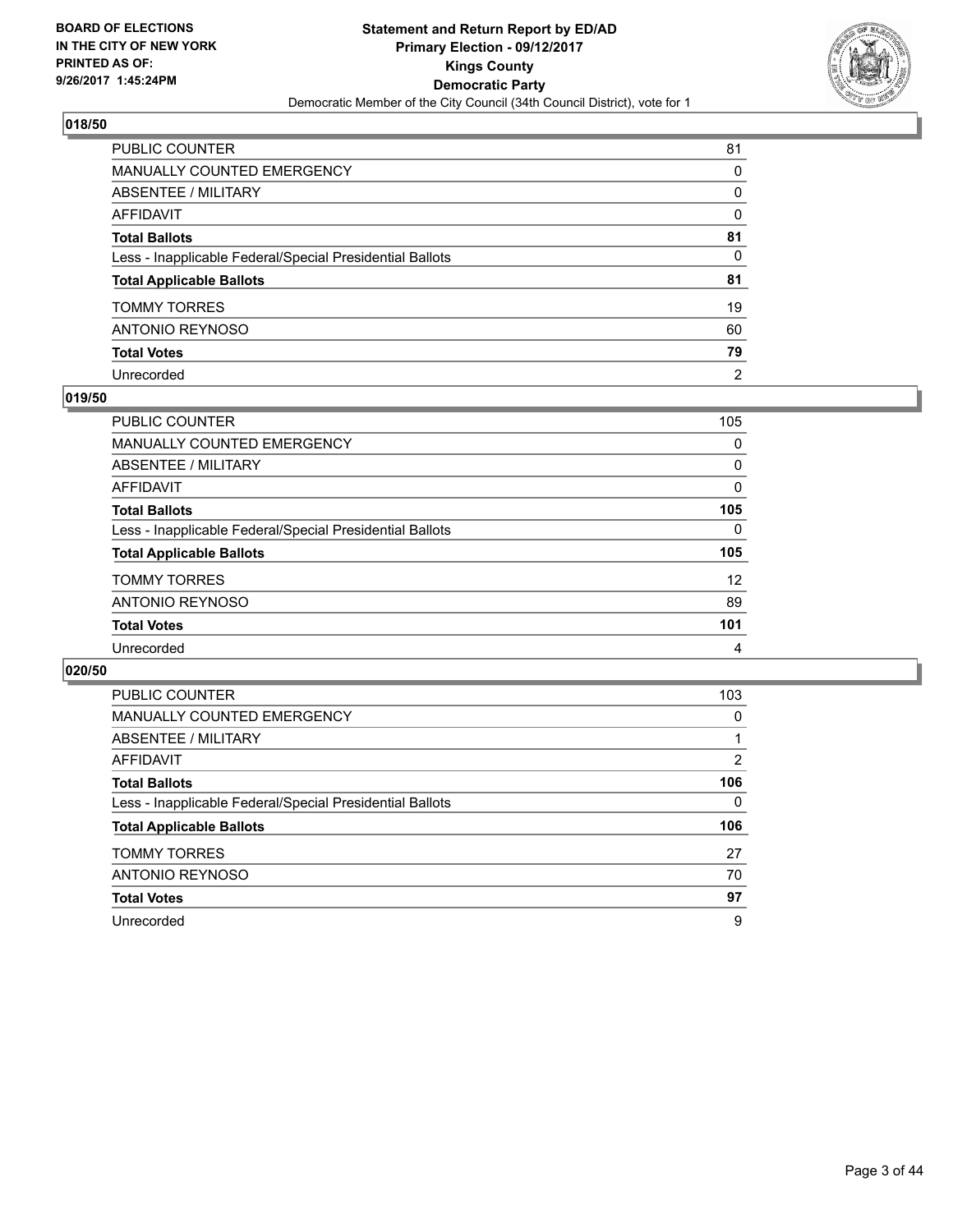## 018/50

| | |
|---|---|
| PUBLIC COUNTER | 81 |
| MANUALLY COUNTED EMERGENCY | 0 |
| ABSENTEE / MILITARY | 0 |
| AFFIDAVIT | 0 |
| **Total Ballots** | **81** |
| Less - Inapplicable Federal/Special Presidential Ballots | 0 |
| **Total Applicable Ballots** | **81** |
| TOMMY TORRES | 19 |
| ANTONIO REYNOSO | 60 |
| **Total Votes** | **79** |
| Unrecorded | 2 |

## 019/50

| | |
|---|---|
| PUBLIC COUNTER | 105 |
| MANUALLY COUNTED EMERGENCY | 0 |
| ABSENTEE / MILITARY | 0 |
| AFFIDAVIT | 0 |
| **Total Ballots** | **105** |
| Less - Inapplicable Federal/Special Presidential Ballots | 0 |
| **Total Applicable Ballots** | **105** |
| TOMMY TORRES | 12 |
| ANTONIO REYNOSO | 89 |
| **Total Votes** | **101** |
| Unrecorded | 4 |

## 020/50

| | |
|---|---|
| PUBLIC COUNTER | 103 |
| MANUALLY COUNTED EMERGENCY | 0 |
| ABSENTEE / MILITARY | 1 |
| AFFIDAVIT | 2 |
| **Total Ballots** | **106** |
| Less - Inapplicable Federal/Special Presidential Ballots | 0 |
| **Total Applicable Ballots** | **106** |
| TOMMY TORRES | 27 |
| ANTONIO REYNOSO | 70 |
| **Total Votes** | **97** |
| Unrecorded | 9 |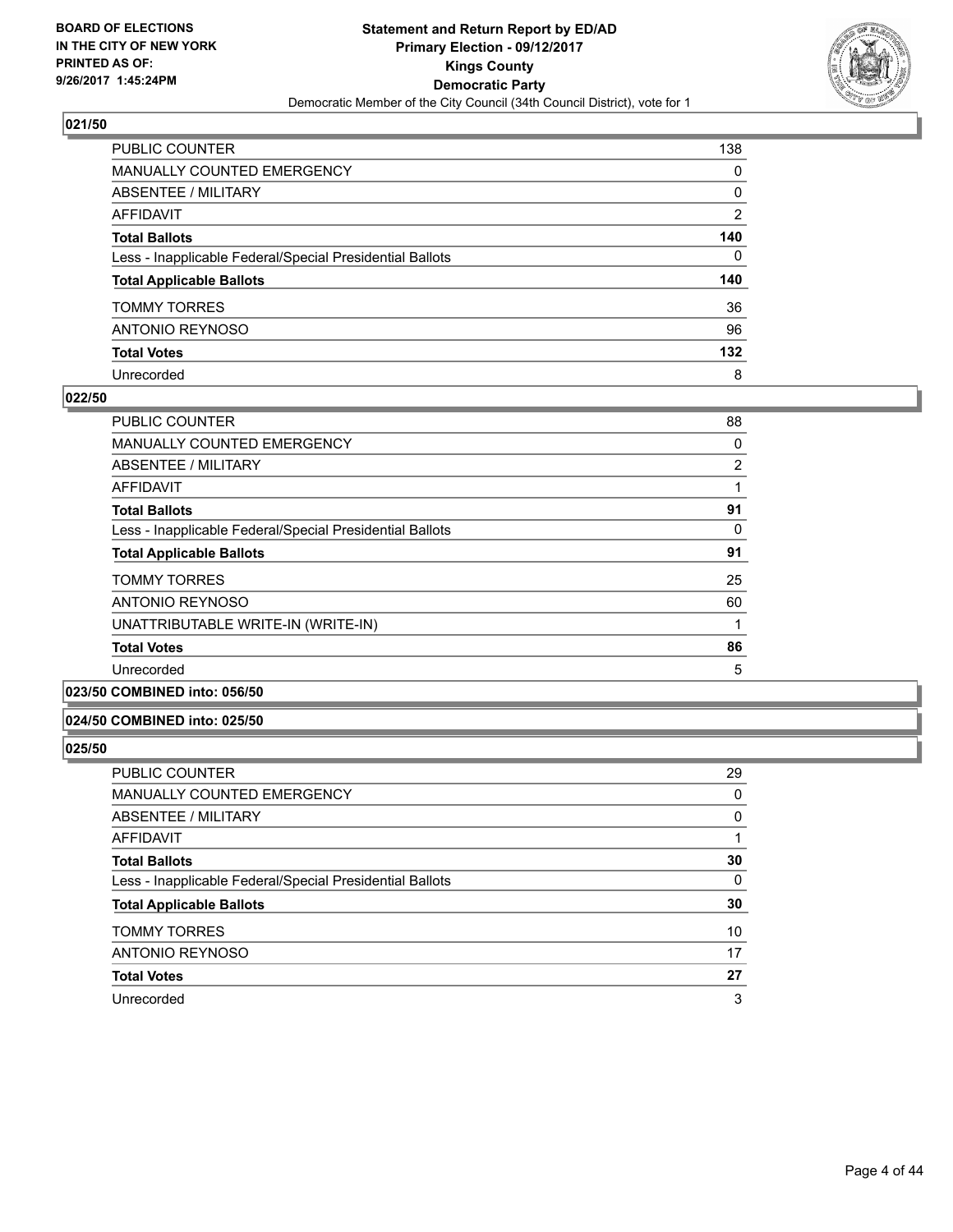## 021/50

| | |
|---|---|
| PUBLIC COUNTER | 138 |
| MANUALLY COUNTED EMERGENCY | 0 |
| ABSENTEE / MILITARY | 0 |
| AFFIDAVIT | 2 |
| **Total Ballots** | **140** |
| Less - Inapplicable Federal/Special Presidential Ballots | 0 |
| **Total Applicable Ballots** | **140** |
| TOMMY TORRES | 36 |
| ANTONIO REYNOSO | 96 |
| **Total Votes** | **132** |
| Unrecorded | 8 |

## 022/50

| | |
|---|---|
| PUBLIC COUNTER | 88 |
| MANUALLY COUNTED EMERGENCY | 0 |
| ABSENTEE / MILITARY | 2 |
| AFFIDAVIT | 1 |
| **Total Ballots** | **91** |
| Less - Inapplicable Federal/Special Presidential Ballots | 0 |
| **Total Applicable Ballots** | **91** |
| TOMMY TORRES | 25 |
| ANTONIO REYNOSO | 60 |
| UNATTRIBUTABLE WRITE-IN (WRITE-IN) | 1 |
| **Total Votes** | **86** |
| Unrecorded | 5 |

## 023/50 COMBINED into: 056/50

## 024/50 COMBINED into: 025/50

## 025/50

| | |
|---|---|
| PUBLIC COUNTER | 29 |
| MANUALLY COUNTED EMERGENCY | 0 |
| ABSENTEE / MILITARY | 0 |
| AFFIDAVIT | 1 |
| **Total Ballots** | **30** |
| Less - Inapplicable Federal/Special Presidential Ballots | 0 |
| **Total Applicable Ballots** | **30** |
| TOMMY TORRES | 10 |
| ANTONIO REYNOSO | 17 |
| **Total Votes** | **27** |
| Unrecorded | 3 |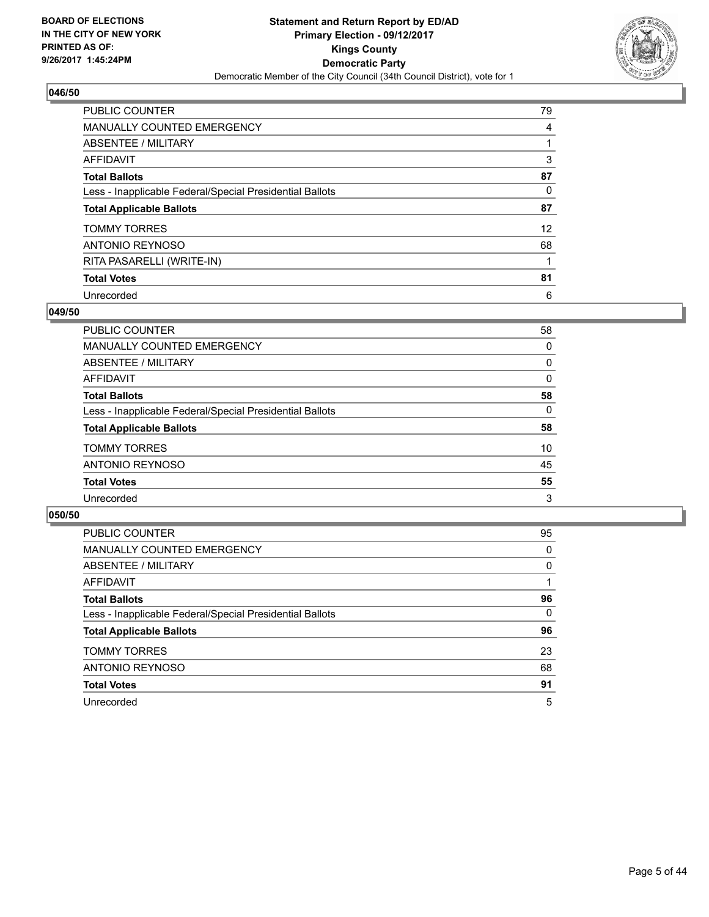BOARD OF ELECTIONS
IN THE CITY OF NEW YORK
PRINTED AS OF:
9/26/2017 1:45:24PM

**Statement and Return Report by ED/AD**
**Primary Election - 09/12/2017**
**Kings County**
**Democratic Party**
Democratic Member of the City Council (34th Council District), vote for 1

## 046/50

| | |
|---|---|
| PUBLIC COUNTER | 79 |
| MANUALLY COUNTED EMERGENCY | 4 |
| ABSENTEE / MILITARY | 1 |
| AFFIDAVIT | 3 |
| **Total Ballots** | **87** |
| Less - Inapplicable Federal/Special Presidential Ballots | 0 |
| **Total Applicable Ballots** | **87** |
| TOMMY TORRES | 12 |
| ANTONIO REYNOSO | 68 |
| RITA PASARELLI (WRITE-IN) | 1 |
| **Total Votes** | **81** |
| Unrecorded | 6 |

## 049/50

| | |
|---|---|
| PUBLIC COUNTER | 58 |
| MANUALLY COUNTED EMERGENCY | 0 |
| ABSENTEE / MILITARY | 0 |
| AFFIDAVIT | 0 |
| **Total Ballots** | **58** |
| Less - Inapplicable Federal/Special Presidential Ballots | 0 |
| **Total Applicable Ballots** | **58** |
| TOMMY TORRES | 10 |
| ANTONIO REYNOSO | 45 |
| **Total Votes** | **55** |
| Unrecorded | 3 |

## 050/50

| | |
|---|---|
| PUBLIC COUNTER | 95 |
| MANUALLY COUNTED EMERGENCY | 0 |
| ABSENTEE / MILITARY | 0 |
| AFFIDAVIT | 1 |
| **Total Ballots** | **96** |
| Less - Inapplicable Federal/Special Presidential Ballots | 0 |
| **Total Applicable Ballots** | **96** |
| TOMMY TORRES | 23 |
| ANTONIO REYNOSO | 68 |
| **Total Votes** | **91** |
| Unrecorded | 5 |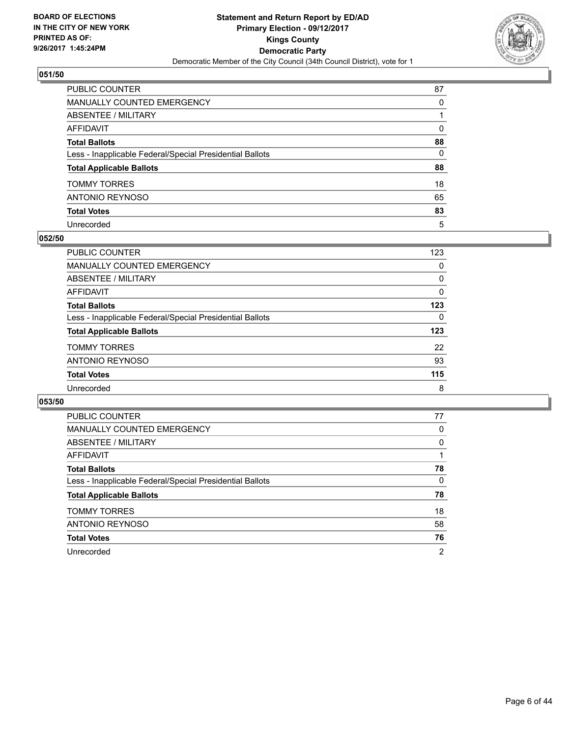**BOARD OF ELECTIONS IN THE CITY OF NEW YORK PRINTED AS OF: 9/26/2017 1:45:24PM**

**Statement and Return Report by ED/AD Primary Election - 09/12/2017 Kings County Democratic Party**

Democratic Member of the City Council (34th Council District), vote for 1

### 051/50

| | |
|---|---|
| PUBLIC COUNTER | 87 |
| MANUALLY COUNTED EMERGENCY | 0 |
| ABSENTEE / MILITARY | 1 |
| AFFIDAVIT | 0 |
| **Total Ballots** | **88** |
| Less - Inapplicable Federal/Special Presidential Ballots | 0 |
| **Total Applicable Ballots** | **88** |
| TOMMY TORRES | 18 |
| ANTONIO REYNOSO | 65 |
| **Total Votes** | **83** |
| Unrecorded | 5 |

### 052/50

| | |
|---|---|
| PUBLIC COUNTER | 123 |
| MANUALLY COUNTED EMERGENCY | 0 |
| ABSENTEE / MILITARY | 0 |
| AFFIDAVIT | 0 |
| **Total Ballots** | **123** |
| Less - Inapplicable Federal/Special Presidential Ballots | 0 |
| **Total Applicable Ballots** | **123** |
| TOMMY TORRES | 22 |
| ANTONIO REYNOSO | 93 |
| **Total Votes** | **115** |
| Unrecorded | 8 |

### 053/50

| | |
|---|---|
| PUBLIC COUNTER | 77 |
| MANUALLY COUNTED EMERGENCY | 0 |
| ABSENTEE / MILITARY | 0 |
| AFFIDAVIT | 1 |
| **Total Ballots** | **78** |
| Less - Inapplicable Federal/Special Presidential Ballots | 0 |
| **Total Applicable Ballots** | **78** |
| TOMMY TORRES | 18 |
| ANTONIO REYNOSO | 58 |
| **Total Votes** | **76** |
| Unrecorded | 2 |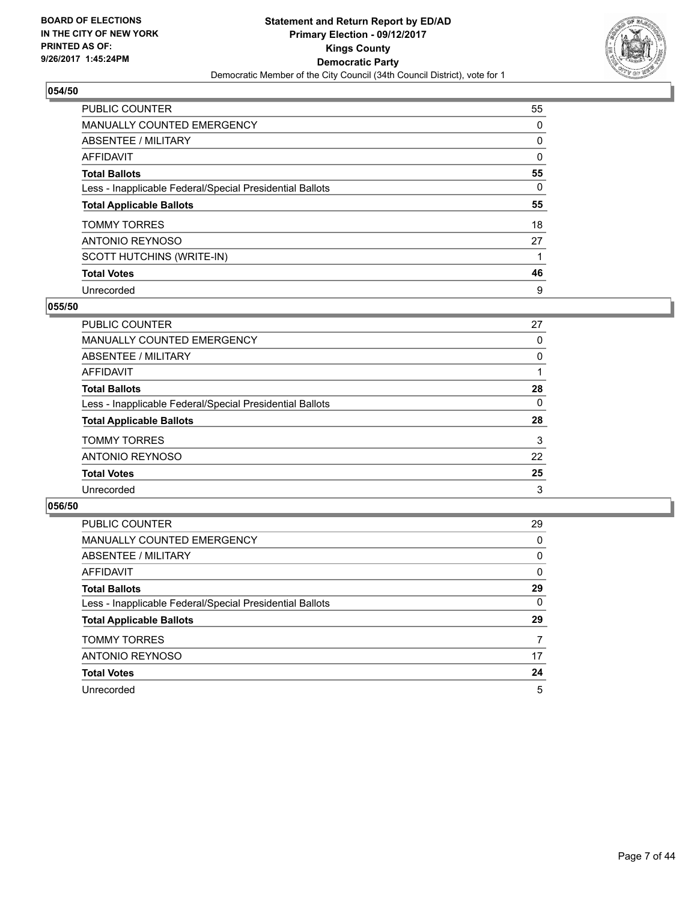## 054/50

| | |
|---|---|
| PUBLIC COUNTER | 55 |
| MANUALLY COUNTED EMERGENCY | 0 |
| ABSENTEE / MILITARY | 0 |
| AFFIDAVIT | 0 |
| **Total Ballots** | **55** |
| Less - Inapplicable Federal/Special Presidential Ballots | 0 |
| **Total Applicable Ballots** | **55** |
| TOMMY TORRES | 18 |
| ANTONIO REYNOSO | 27 |
| SCOTT HUTCHINS (WRITE-IN) | 1 |
| **Total Votes** | **46** |
| Unrecorded | 9 |

## 055/50

| | |
|---|---|
| PUBLIC COUNTER | 27 |
| MANUALLY COUNTED EMERGENCY | 0 |
| ABSENTEE / MILITARY | 0 |
| AFFIDAVIT | 1 |
| **Total Ballots** | **28** |
| Less - Inapplicable Federal/Special Presidential Ballots | 0 |
| **Total Applicable Ballots** | **28** |
| TOMMY TORRES | 3 |
| ANTONIO REYNOSO | 22 |
| **Total Votes** | **25** |
| Unrecorded | 3 |

## 056/50

| | |
|---|---|
| PUBLIC COUNTER | 29 |
| MANUALLY COUNTED EMERGENCY | 0 |
| ABSENTEE / MILITARY | 0 |
| AFFIDAVIT | 0 |
| **Total Ballots** | **29** |
| Less - Inapplicable Federal/Special Presidential Ballots | 0 |
| **Total Applicable Ballots** | **29** |
| TOMMY TORRES | 7 |
| ANTONIO REYNOSO | 17 |
| **Total Votes** | **24** |
| Unrecorded | 5 |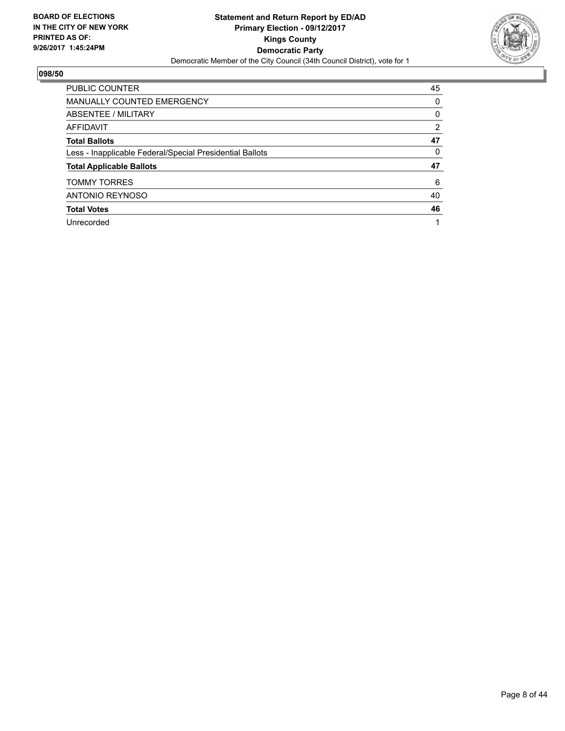**BOARD OF ELECTIONS IN THE CITY OF NEW YORK PRINTED AS OF: 9/26/2017 1:45:24PM**

**Statement and Return Report by ED/AD**
**Primary Election - 09/12/2017**
**Kings County**
**Democratic Party**
Democratic Member of the City Council (34th Council District), vote for 1

## 098/50

| | |
|---|---|
| PUBLIC COUNTER | 45 |
| MANUALLY COUNTED EMERGENCY | 0 |
| ABSENTEE / MILITARY | 0 |
| AFFIDAVIT | 2 |
| **Total Ballots** | **47** |
| Less - Inapplicable Federal/Special Presidential Ballots | 0 |
| **Total Applicable Ballots** | **47** |
| TOMMY TORRES | 6 |
| ANTONIO REYNOSO | 40 |
| **Total Votes** | **46** |
| Unrecorded | 1 |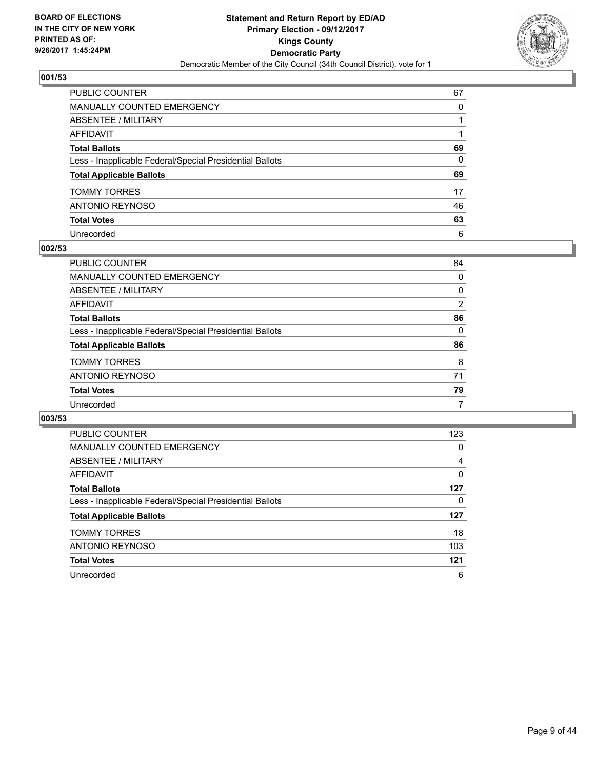BOARD OF ELECTIONS
IN THE CITY OF NEW YORK
PRINTED AS OF:
9/26/2017 1:45:24PM

**Statement and Return Report by ED/AD**
**Primary Election - 09/12/2017**
**Kings County**
**Democratic Party**
Democratic Member of the City Council (34th Council District), vote for 1

### 001/53

| | |
|---|---|
| PUBLIC COUNTER | 67 |
| MANUALLY COUNTED EMERGENCY | 0 |
| ABSENTEE / MILITARY | 1 |
| AFFIDAVIT | 1 |
| **Total Ballots** | **69** |
| Less - Inapplicable Federal/Special Presidential Ballots | 0 |
| **Total Applicable Ballots** | **69** |
| TOMMY TORRES | 17 |
| ANTONIO REYNOSO | 46 |
| **Total Votes** | **63** |
| Unrecorded | 6 |

### 002/53

| | |
|---|---|
| PUBLIC COUNTER | 84 |
| MANUALLY COUNTED EMERGENCY | 0 |
| ABSENTEE / MILITARY | 0 |
| AFFIDAVIT | 2 |
| **Total Ballots** | **86** |
| Less - Inapplicable Federal/Special Presidential Ballots | 0 |
| **Total Applicable Ballots** | **86** |
| TOMMY TORRES | 8 |
| ANTONIO REYNOSO | 71 |
| **Total Votes** | **79** |
| Unrecorded | 7 |

### 003/53

| | |
|---|---|
| PUBLIC COUNTER | 123 |
| MANUALLY COUNTED EMERGENCY | 0 |
| ABSENTEE / MILITARY | 4 |
| AFFIDAVIT | 0 |
| **Total Ballots** | **127** |
| Less - Inapplicable Federal/Special Presidential Ballots | 0 |
| **Total Applicable Ballots** | **127** |
| TOMMY TORRES | 18 |
| ANTONIO REYNOSO | 103 |
| **Total Votes** | **121** |
| Unrecorded | 6 |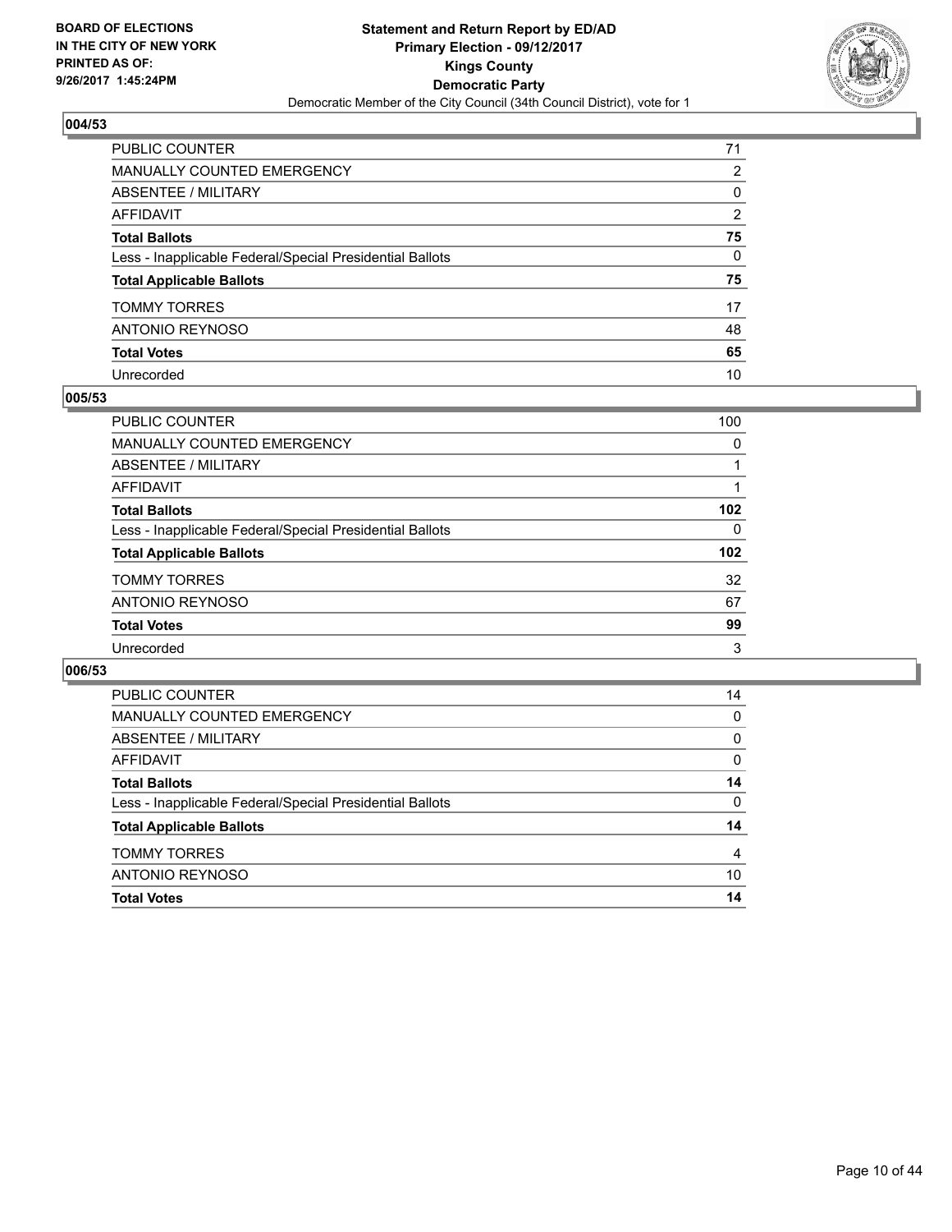**BOARD OF ELECTIONS IN THE CITY OF NEW YORK PRINTED AS OF: 9/26/2017 1:45:24PM**

**Statement and Return Report by ED/AD Primary Election - 09/12/2017 Kings County Democratic Party**

Democratic Member of the City Council (34th Council District), vote for 1

## 004/53

| | |
|---|---|
| PUBLIC COUNTER | 71 |
| MANUALLY COUNTED EMERGENCY | 2 |
| ABSENTEE / MILITARY | 0 |
| AFFIDAVIT | 2 |
| **Total Ballots** | **75** |
| Less - Inapplicable Federal/Special Presidential Ballots | 0 |
| **Total Applicable Ballots** | **75** |
| TOMMY TORRES | 17 |
| ANTONIO REYNOSO | 48 |
| **Total Votes** | **65** |
| Unrecorded | 10 |

## 005/53

| | |
|---|---|
| PUBLIC COUNTER | 100 |
| MANUALLY COUNTED EMERGENCY | 0 |
| ABSENTEE / MILITARY | 1 |
| AFFIDAVIT | 1 |
| **Total Ballots** | **102** |
| Less - Inapplicable Federal/Special Presidential Ballots | 0 |
| **Total Applicable Ballots** | **102** |
| TOMMY TORRES | 32 |
| ANTONIO REYNOSO | 67 |
| **Total Votes** | **99** |
| Unrecorded | 3 |

## 006/53

| | |
|---|---|
| PUBLIC COUNTER | 14 |
| MANUALLY COUNTED EMERGENCY | 0 |
| ABSENTEE / MILITARY | 0 |
| AFFIDAVIT | 0 |
| **Total Ballots** | **14** |
| Less - Inapplicable Federal/Special Presidential Ballots | 0 |
| **Total Applicable Ballots** | **14** |
| TOMMY TORRES | 4 |
| ANTONIO REYNOSO | 10 |
| **Total Votes** | **14** |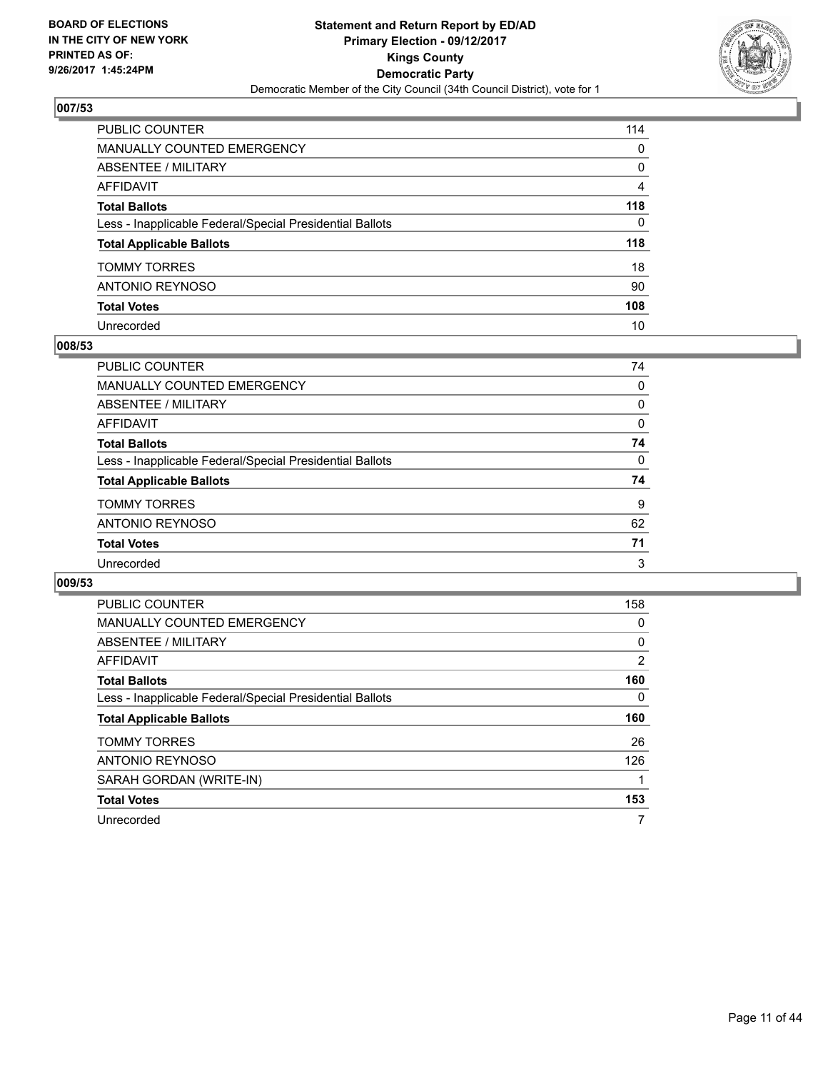**BOARD OF ELECTIONS IN THE CITY OF NEW YORK PRINTED AS OF: 9/26/2017 1:45:24PM**

**Statement and Return Report by ED/AD**
**Primary Election - 09/12/2017**
**Kings County**
**Democratic Party**
Democratic Member of the City Council (34th Council District), vote for 1

## 007/53

| | |
|---|---|
| PUBLIC COUNTER | 114 |
| MANUALLY COUNTED EMERGENCY | 0 |
| ABSENTEE / MILITARY | 0 |
| AFFIDAVIT | 4 |
| **Total Ballots** | **118** |
| Less - Inapplicable Federal/Special Presidential Ballots | 0 |
| **Total Applicable Ballots** | **118** |
| TOMMY TORRES | 18 |
| ANTONIO REYNOSO | 90 |
| **Total Votes** | **108** |
| Unrecorded | 10 |

## 008/53

| | |
|---|---|
| PUBLIC COUNTER | 74 |
| MANUALLY COUNTED EMERGENCY | 0 |
| ABSENTEE / MILITARY | 0 |
| AFFIDAVIT | 0 |
| **Total Ballots** | **74** |
| Less - Inapplicable Federal/Special Presidential Ballots | 0 |
| **Total Applicable Ballots** | **74** |
| TOMMY TORRES | 9 |
| ANTONIO REYNOSO | 62 |
| **Total Votes** | **71** |
| Unrecorded | 3 |

## 009/53

| | |
|---|---|
| PUBLIC COUNTER | 158 |
| MANUALLY COUNTED EMERGENCY | 0 |
| ABSENTEE / MILITARY | 0 |
| AFFIDAVIT | 2 |
| **Total Ballots** | **160** |
| Less - Inapplicable Federal/Special Presidential Ballots | 0 |
| **Total Applicable Ballots** | **160** |
| TOMMY TORRES | 26 |
| ANTONIO REYNOSO | 126 |
| SARAH GORDAN (WRITE-IN) | 1 |
| **Total Votes** | **153** |
| Unrecorded | 7 |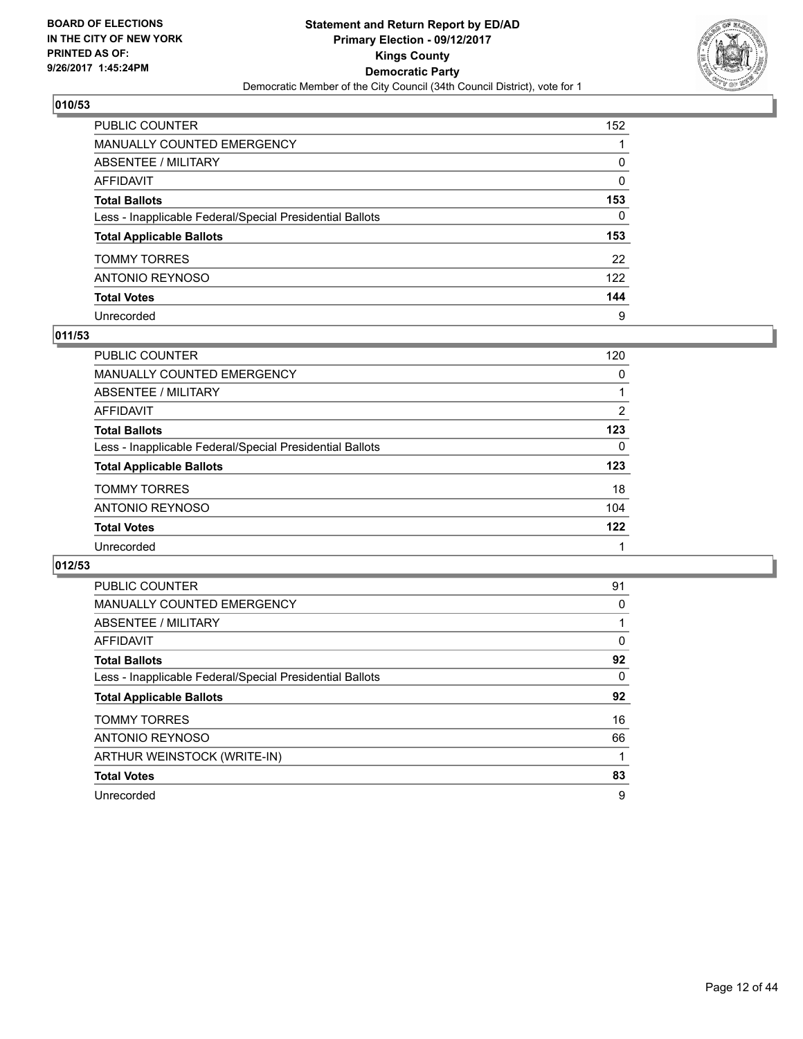**BOARD OF ELECTIONS IN THE CITY OF NEW YORK PRINTED AS OF: 9/26/2017 1:45:24PM**

**Statement and Return Report by ED/AD**
**Primary Election - 09/12/2017**
**Kings County**
**Democratic Party**
Democratic Member of the City Council (34th Council District), vote for 1

## 010/53

| | |
|---|---|
| PUBLIC COUNTER | 152 |
| MANUALLY COUNTED EMERGENCY | 1 |
| ABSENTEE / MILITARY | 0 |
| AFFIDAVIT | 0 |
| **Total Ballots** | **153** |
| Less - Inapplicable Federal/Special Presidential Ballots | 0 |
| **Total Applicable Ballots** | **153** |
| TOMMY TORRES | 22 |
| ANTONIO REYNOSO | 122 |
| **Total Votes** | **144** |
| Unrecorded | 9 |

## 011/53

| | |
|---|---|
| PUBLIC COUNTER | 120 |
| MANUALLY COUNTED EMERGENCY | 0 |
| ABSENTEE / MILITARY | 1 |
| AFFIDAVIT | 2 |
| **Total Ballots** | **123** |
| Less - Inapplicable Federal/Special Presidential Ballots | 0 |
| **Total Applicable Ballots** | **123** |
| TOMMY TORRES | 18 |
| ANTONIO REYNOSO | 104 |
| **Total Votes** | **122** |
| Unrecorded | 1 |

## 012/53

| | |
|---|---|
| PUBLIC COUNTER | 91 |
| MANUALLY COUNTED EMERGENCY | 0 |
| ABSENTEE / MILITARY | 1 |
| AFFIDAVIT | 0 |
| **Total Ballots** | **92** |
| Less - Inapplicable Federal/Special Presidential Ballots | 0 |
| **Total Applicable Ballots** | **92** |
| TOMMY TORRES | 16 |
| ANTONIO REYNOSO | 66 |
| ARTHUR WEINSTOCK (WRITE-IN) | 1 |
| **Total Votes** | **83** |
| Unrecorded | 9 |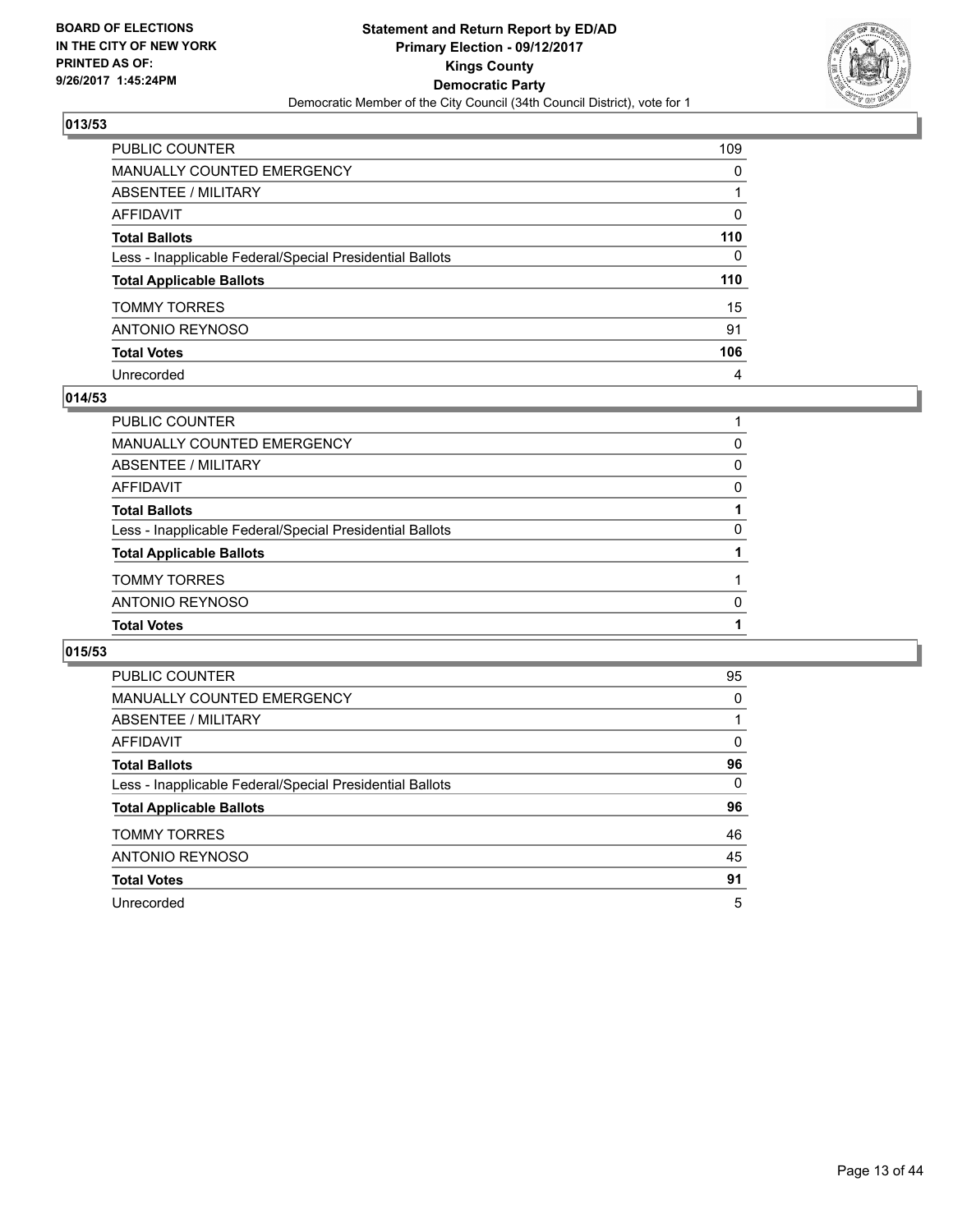**013/53**

| | |
|---|---|
| PUBLIC COUNTER | 109 |
| MANUALLY COUNTED EMERGENCY | 0 |
| ABSENTEE / MILITARY | 1 |
| AFFIDAVIT | 0 |
| **Total Ballots** | **110** |
| Less - Inapplicable Federal/Special Presidential Ballots | 0 |
| **Total Applicable Ballots** | **110** |
| TOMMY TORRES | 15 |
| ANTONIO REYNOSO | 91 |
| **Total Votes** | **106** |
| Unrecorded | 4 |

**014/53**

| | |
|---|---|
| PUBLIC COUNTER | 1 |
| MANUALLY COUNTED EMERGENCY | 0 |
| ABSENTEE / MILITARY | 0 |
| AFFIDAVIT | 0 |
| **Total Ballots** | **1** |
| Less - Inapplicable Federal/Special Presidential Ballots | 0 |
| **Total Applicable Ballots** | **1** |
| TOMMY TORRES | 1 |
| ANTONIO REYNOSO | 0 |
| **Total Votes** | **1** |

**015/53**

| | |
|---|---|
| PUBLIC COUNTER | 95 |
| MANUALLY COUNTED EMERGENCY | 0 |
| ABSENTEE / MILITARY | 1 |
| AFFIDAVIT | 0 |
| **Total Ballots** | **96** |
| Less - Inapplicable Federal/Special Presidential Ballots | 0 |
| **Total Applicable Ballots** | **96** |
| TOMMY TORRES | 46 |
| ANTONIO REYNOSO | 45 |
| **Total Votes** | **91** |
| Unrecorded | 5 |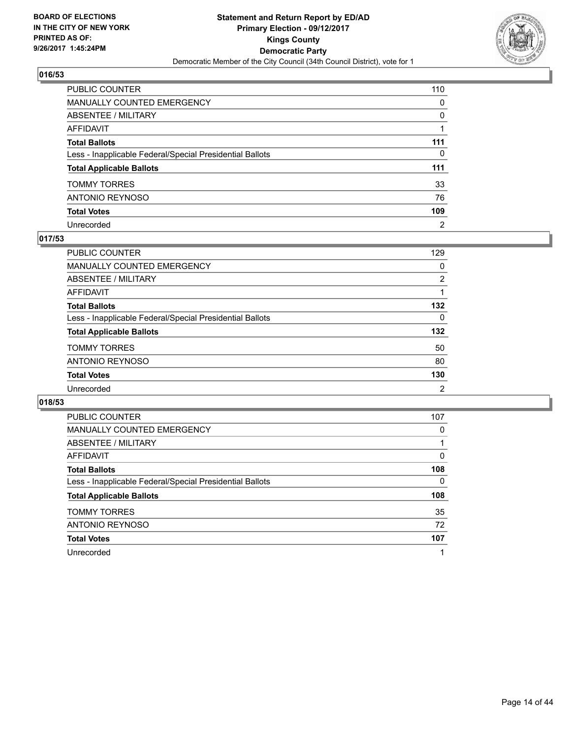**BOARD OF ELECTIONS IN THE CITY OF NEW YORK PRINTED AS OF: 9/26/2017 1:45:24PM**

**Statement and Return Report by ED/AD**
**Primary Election - 09/12/2017**
**Kings County**
**Democratic Party**
Democratic Member of the City Council (34th Council District), vote for 1

### 016/53

| | |
|---|---|
| PUBLIC COUNTER | 110 |
| MANUALLY COUNTED EMERGENCY | 0 |
| ABSENTEE / MILITARY | 0 |
| AFFIDAVIT | 1 |
| **Total Ballots** | **111** |
| Less - Inapplicable Federal/Special Presidential Ballots | 0 |
| **Total Applicable Ballots** | **111** |
| TOMMY TORRES | 33 |
| ANTONIO REYNOSO | 76 |
| **Total Votes** | **109** |
| Unrecorded | 2 |

### 017/53

| | |
|---|---|
| PUBLIC COUNTER | 129 |
| MANUALLY COUNTED EMERGENCY | 0 |
| ABSENTEE / MILITARY | 2 |
| AFFIDAVIT | 1 |
| **Total Ballots** | **132** |
| Less - Inapplicable Federal/Special Presidential Ballots | 0 |
| **Total Applicable Ballots** | **132** |
| TOMMY TORRES | 50 |
| ANTONIO REYNOSO | 80 |
| **Total Votes** | **130** |
| Unrecorded | 2 |

### 018/53

| | |
|---|---|
| PUBLIC COUNTER | 107 |
| MANUALLY COUNTED EMERGENCY | 0 |
| ABSENTEE / MILITARY | 1 |
| AFFIDAVIT | 0 |
| **Total Ballots** | **108** |
| Less - Inapplicable Federal/Special Presidential Ballots | 0 |
| **Total Applicable Ballots** | **108** |
| TOMMY TORRES | 35 |
| ANTONIO REYNOSO | 72 |
| **Total Votes** | **107** |
| Unrecorded | 1 |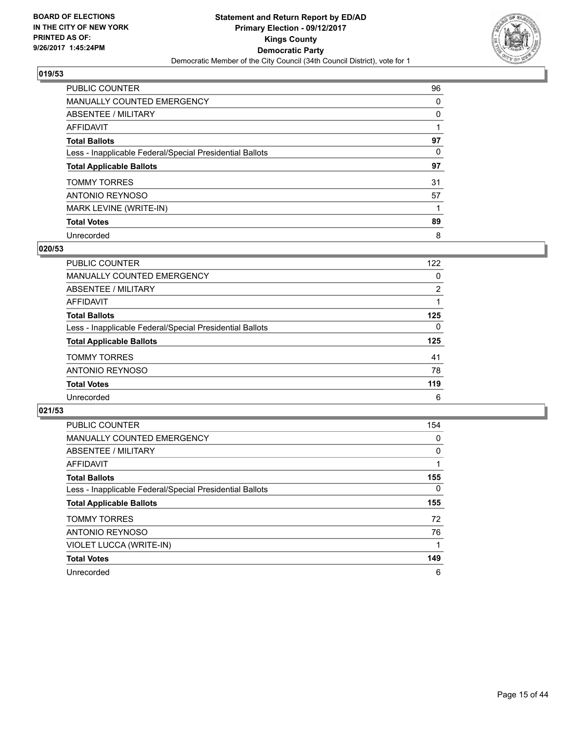**BOARD OF ELECTIONS IN THE CITY OF NEW YORK PRINTED AS OF: 9/26/2017 1:45:24PM**

**Statement and Return Report by ED/AD**
**Primary Election - 09/12/2017**
**Kings County**
**Democratic Party**
Democratic Member of the City Council (34th Council District), vote for 1

## 019/53

| | |
|---|---|
| PUBLIC COUNTER | 96 |
| MANUALLY COUNTED EMERGENCY | 0 |
| ABSENTEE / MILITARY | 0 |
| AFFIDAVIT | 1 |
| **Total Ballots** | **97** |
| Less - Inapplicable Federal/Special Presidential Ballots | 0 |
| **Total Applicable Ballots** | **97** |
| TOMMY TORRES | 31 |
| ANTONIO REYNOSO | 57 |
| MARK LEVINE (WRITE-IN) | 1 |
| **Total Votes** | **89** |
| Unrecorded | 8 |

## 020/53

| | |
|---|---|
| PUBLIC COUNTER | 122 |
| MANUALLY COUNTED EMERGENCY | 0 |
| ABSENTEE / MILITARY | 2 |
| AFFIDAVIT | 1 |
| **Total Ballots** | **125** |
| Less - Inapplicable Federal/Special Presidential Ballots | 0 |
| **Total Applicable Ballots** | **125** |
| TOMMY TORRES | 41 |
| ANTONIO REYNOSO | 78 |
| **Total Votes** | **119** |
| Unrecorded | 6 |

## 021/53

| | |
|---|---|
| PUBLIC COUNTER | 154 |
| MANUALLY COUNTED EMERGENCY | 0 |
| ABSENTEE / MILITARY | 0 |
| AFFIDAVIT | 1 |
| **Total Ballots** | **155** |
| Less - Inapplicable Federal/Special Presidential Ballots | 0 |
| **Total Applicable Ballots** | **155** |
| TOMMY TORRES | 72 |
| ANTONIO REYNOSO | 76 |
| VIOLET LUCCA (WRITE-IN) | 1 |
| **Total Votes** | **149** |
| Unrecorded | 6 |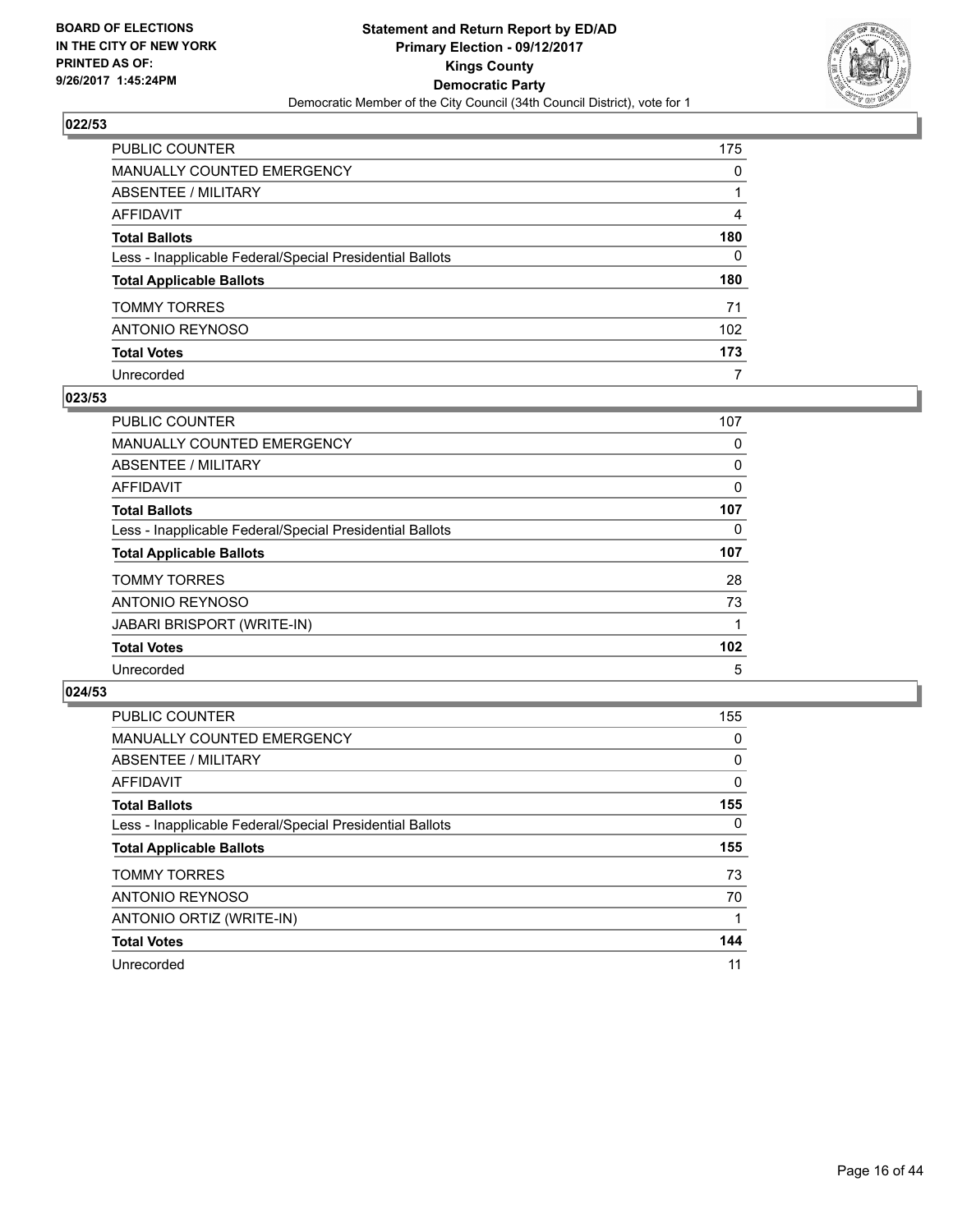BOARD OF ELECTIONS
IN THE CITY OF NEW YORK
PRINTED AS OF:
9/26/2017 1:45:24PM

**Statement and Return Report by ED/AD**
**Primary Election - 09/12/2017**
**Kings County**
**Democratic Party**
Democratic Member of the City Council (34th Council District), vote for 1

### 022/53

| | |
|---|---|
| PUBLIC COUNTER | 175 |
| MANUALLY COUNTED EMERGENCY | 0 |
| ABSENTEE / MILITARY | 1 |
| AFFIDAVIT | 4 |
| **Total Ballots** | **180** |
| Less - Inapplicable Federal/Special Presidential Ballots | 0 |
| **Total Applicable Ballots** | **180** |
| TOMMY TORRES | 71 |
| ANTONIO REYNOSO | 102 |
| **Total Votes** | **173** |
| Unrecorded | 7 |

### 023/53

| | |
|---|---|
| PUBLIC COUNTER | 107 |
| MANUALLY COUNTED EMERGENCY | 0 |
| ABSENTEE / MILITARY | 0 |
| AFFIDAVIT | 0 |
| **Total Ballots** | **107** |
| Less - Inapplicable Federal/Special Presidential Ballots | 0 |
| **Total Applicable Ballots** | **107** |
| TOMMY TORRES | 28 |
| ANTONIO REYNOSO | 73 |
| JABARI BRISPORT (WRITE-IN) | 1 |
| **Total Votes** | **102** |
| Unrecorded | 5 |

### 024/53

| | |
|---|---|
| PUBLIC COUNTER | 155 |
| MANUALLY COUNTED EMERGENCY | 0 |
| ABSENTEE / MILITARY | 0 |
| AFFIDAVIT | 0 |
| **Total Ballots** | **155** |
| Less - Inapplicable Federal/Special Presidential Ballots | 0 |
| **Total Applicable Ballots** | **155** |
| TOMMY TORRES | 73 |
| ANTONIO REYNOSO | 70 |
| ANTONIO ORTIZ (WRITE-IN) | 1 |
| **Total Votes** | **144** |
| Unrecorded | 11 |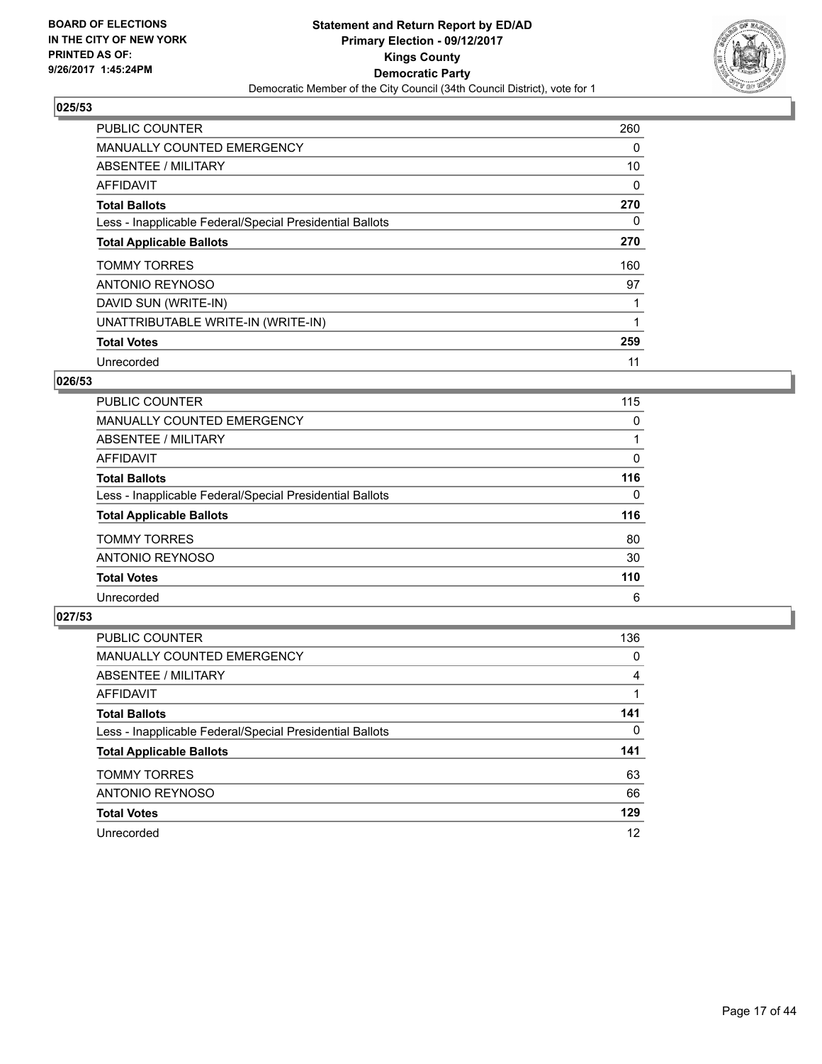**BOARD OF ELECTIONS IN THE CITY OF NEW YORK PRINTED AS OF: 9/26/2017 1:45:24PM**

**Statement and Return Report by ED/AD**
**Primary Election - 09/12/2017**
**Kings County**
**Democratic Party**
Democratic Member of the City Council (34th Council District), vote for 1

### 025/53

| | |
|---|---|
| PUBLIC COUNTER | 260 |
| MANUALLY COUNTED EMERGENCY | 0 |
| ABSENTEE / MILITARY | 10 |
| AFFIDAVIT | 0 |
| **Total Ballots** | **270** |
| Less - Inapplicable Federal/Special Presidential Ballots | 0 |
| **Total Applicable Ballots** | **270** |
| TOMMY TORRES | 160 |
| ANTONIO REYNOSO | 97 |
| DAVID SUN (WRITE-IN) | 1 |
| UNATTRIBUTABLE WRITE-IN (WRITE-IN) | 1 |
| **Total Votes** | **259** |
| Unrecorded | 11 |

### 026/53

| | |
|---|---|
| PUBLIC COUNTER | 115 |
| MANUALLY COUNTED EMERGENCY | 0 |
| ABSENTEE / MILITARY | 1 |
| AFFIDAVIT | 0 |
| **Total Ballots** | **116** |
| Less - Inapplicable Federal/Special Presidential Ballots | 0 |
| **Total Applicable Ballots** | **116** |
| TOMMY TORRES | 80 |
| ANTONIO REYNOSO | 30 |
| **Total Votes** | **110** |
| Unrecorded | 6 |

### 027/53

| | |
|---|---|
| PUBLIC COUNTER | 136 |
| MANUALLY COUNTED EMERGENCY | 0 |
| ABSENTEE / MILITARY | 4 |
| AFFIDAVIT | 1 |
| **Total Ballots** | **141** |
| Less - Inapplicable Federal/Special Presidential Ballots | 0 |
| **Total Applicable Ballots** | **141** |
| TOMMY TORRES | 63 |
| ANTONIO REYNOSO | 66 |
| **Total Votes** | **129** |
| Unrecorded | 12 |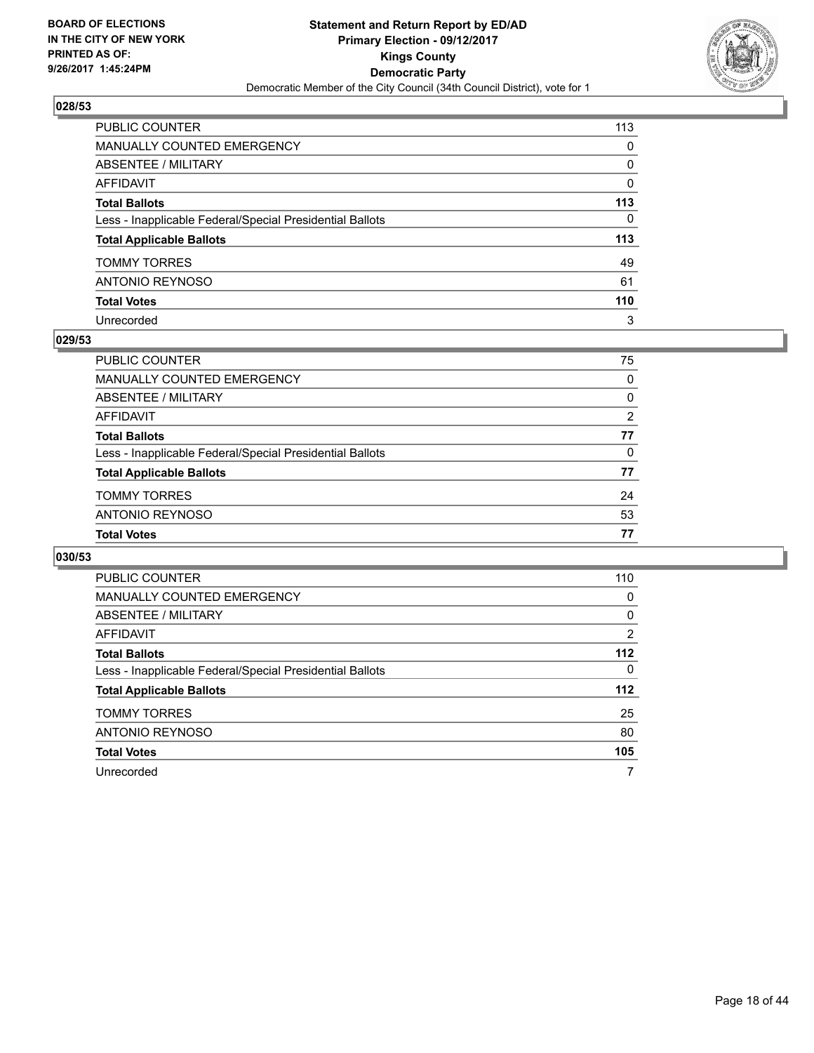BOARD OF ELECTIONS
IN THE CITY OF NEW YORK
PRINTED AS OF:
9/26/2017 1:45:24PM

**Statement and Return Report by ED/AD**
**Primary Election - 09/12/2017**
**Kings County**
**Democratic Party**
Democratic Member of the City Council (34th Council District), vote for 1

### 028/53

| | |
|---|---|
| PUBLIC COUNTER | 113 |
| MANUALLY COUNTED EMERGENCY | 0 |
| ABSENTEE / MILITARY | 0 |
| AFFIDAVIT | 0 |
| **Total Ballots** | **113** |
| Less - Inapplicable Federal/Special Presidential Ballots | 0 |
| **Total Applicable Ballots** | **113** |
| TOMMY TORRES | 49 |
| ANTONIO REYNOSO | 61 |
| **Total Votes** | **110** |
| Unrecorded | 3 |

### 029/53

| | |
|---|---|
| PUBLIC COUNTER | 75 |
| MANUALLY COUNTED EMERGENCY | 0 |
| ABSENTEE / MILITARY | 0 |
| AFFIDAVIT | 2 |
| **Total Ballots** | **77** |
| Less - Inapplicable Federal/Special Presidential Ballots | 0 |
| **Total Applicable Ballots** | **77** |
| TOMMY TORRES | 24 |
| ANTONIO REYNOSO | 53 |
| **Total Votes** | **77** |

### 030/53

| | |
|---|---|
| PUBLIC COUNTER | 110 |
| MANUALLY COUNTED EMERGENCY | 0 |
| ABSENTEE / MILITARY | 0 |
| AFFIDAVIT | 2 |
| **Total Ballots** | **112** |
| Less - Inapplicable Federal/Special Presidential Ballots | 0 |
| **Total Applicable Ballots** | **112** |
| TOMMY TORRES | 25 |
| ANTONIO REYNOSO | 80 |
| **Total Votes** | **105** |
| Unrecorded | 7 |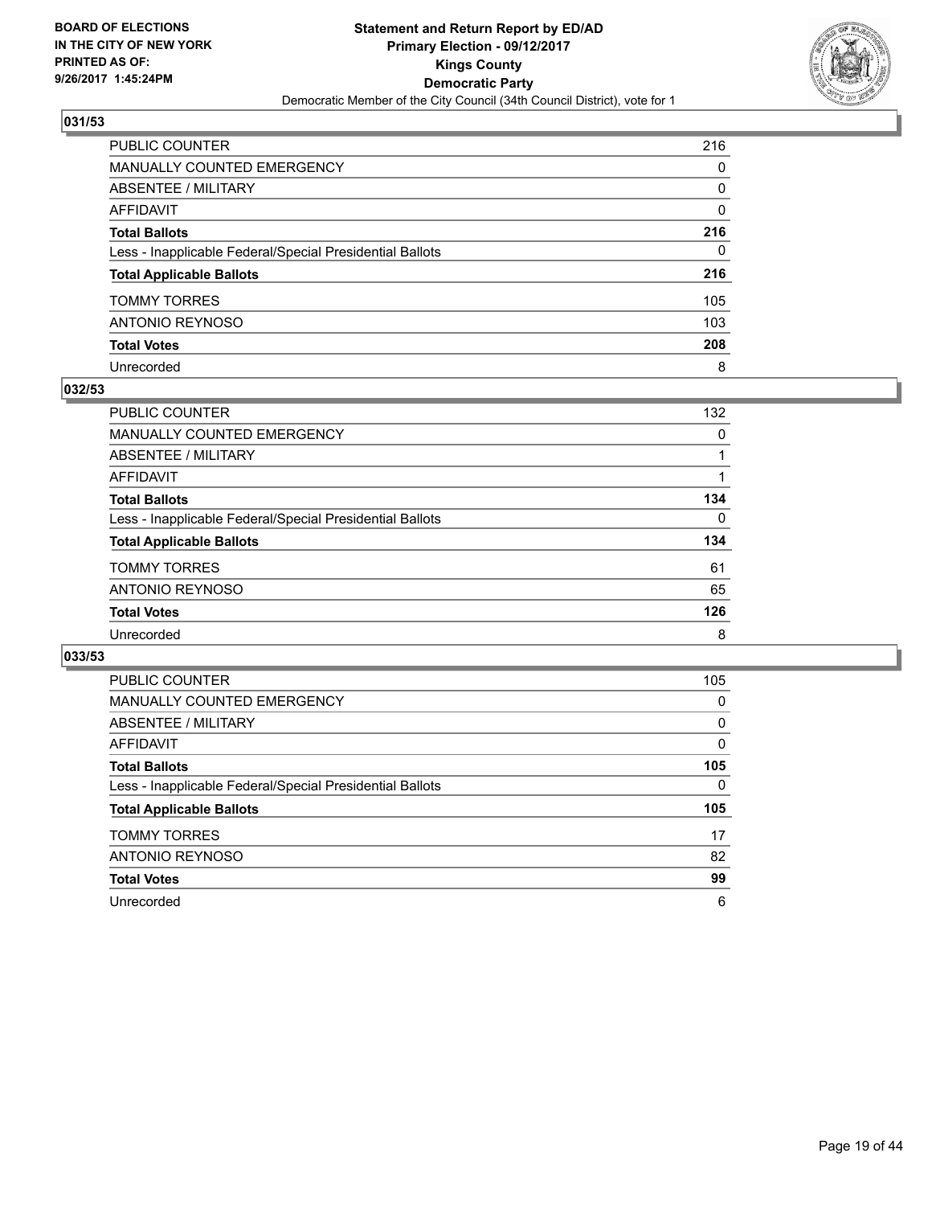**BOARD OF ELECTIONS IN THE CITY OF NEW YORK PRINTED AS OF: 9/26/2017 1:45:24PM**

**Statement and Return Report by ED/AD Primary Election - 09/12/2017 Kings County Democratic Party**

Democratic Member of the City Council (34th Council District), vote for 1

### 031/53

| | |
|---|---|
| PUBLIC COUNTER | 216 |
| MANUALLY COUNTED EMERGENCY | 0 |
| ABSENTEE / MILITARY | 0 |
| AFFIDAVIT | 0 |
| **Total Ballots** | **216** |
| Less - Inapplicable Federal/Special Presidential Ballots | 0 |
| **Total Applicable Ballots** | **216** |
| TOMMY TORRES | 105 |
| ANTONIO REYNOSO | 103 |
| **Total Votes** | **208** |
| Unrecorded | 8 |

### 032/53

| | |
|---|---|
| PUBLIC COUNTER | 132 |
| MANUALLY COUNTED EMERGENCY | 0 |
| ABSENTEE / MILITARY | 1 |
| AFFIDAVIT | 1 |
| **Total Ballots** | **134** |
| Less - Inapplicable Federal/Special Presidential Ballots | 0 |
| **Total Applicable Ballots** | **134** |
| TOMMY TORRES | 61 |
| ANTONIO REYNOSO | 65 |
| **Total Votes** | **126** |
| Unrecorded | 8 |

### 033/53

| | |
|---|---|
| PUBLIC COUNTER | 105 |
| MANUALLY COUNTED EMERGENCY | 0 |
| ABSENTEE / MILITARY | 0 |
| AFFIDAVIT | 0 |
| **Total Ballots** | **105** |
| Less - Inapplicable Federal/Special Presidential Ballots | 0 |
| **Total Applicable Ballots** | **105** |
| TOMMY TORRES | 17 |
| ANTONIO REYNOSO | 82 |
| **Total Votes** | **99** |
| Unrecorded | 6 |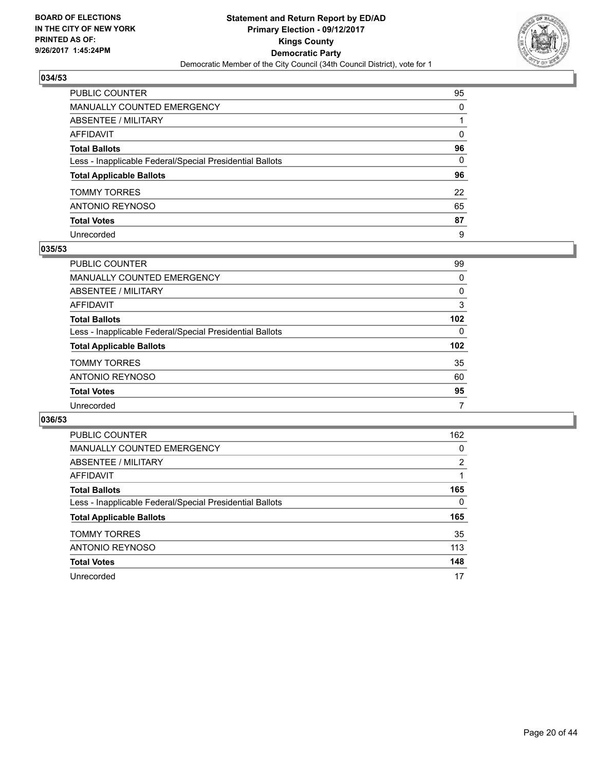## 034/53

| | |
|---|---|
| PUBLIC COUNTER | 95 |
| MANUALLY COUNTED EMERGENCY | 0 |
| ABSENTEE / MILITARY | 1 |
| AFFIDAVIT | 0 |
| **Total Ballots** | **96** |
| Less - Inapplicable Federal/Special Presidential Ballots | 0 |
| **Total Applicable Ballots** | **96** |
| TOMMY TORRES | 22 |
| ANTONIO REYNOSO | 65 |
| **Total Votes** | **87** |
| Unrecorded | 9 |

## 035/53

| | |
|---|---|
| PUBLIC COUNTER | 99 |
| MANUALLY COUNTED EMERGENCY | 0 |
| ABSENTEE / MILITARY | 0 |
| AFFIDAVIT | 3 |
| **Total Ballots** | **102** |
| Less - Inapplicable Federal/Special Presidential Ballots | 0 |
| **Total Applicable Ballots** | **102** |
| TOMMY TORRES | 35 |
| ANTONIO REYNOSO | 60 |
| **Total Votes** | **95** |
| Unrecorded | 7 |

## 036/53

| | |
|---|---|
| PUBLIC COUNTER | 162 |
| MANUALLY COUNTED EMERGENCY | 0 |
| ABSENTEE / MILITARY | 2 |
| AFFIDAVIT | 1 |
| **Total Ballots** | **165** |
| Less - Inapplicable Federal/Special Presidential Ballots | 0 |
| **Total Applicable Ballots** | **165** |
| TOMMY TORRES | 35 |
| ANTONIO REYNOSO | 113 |
| **Total Votes** | **148** |
| Unrecorded | 17 |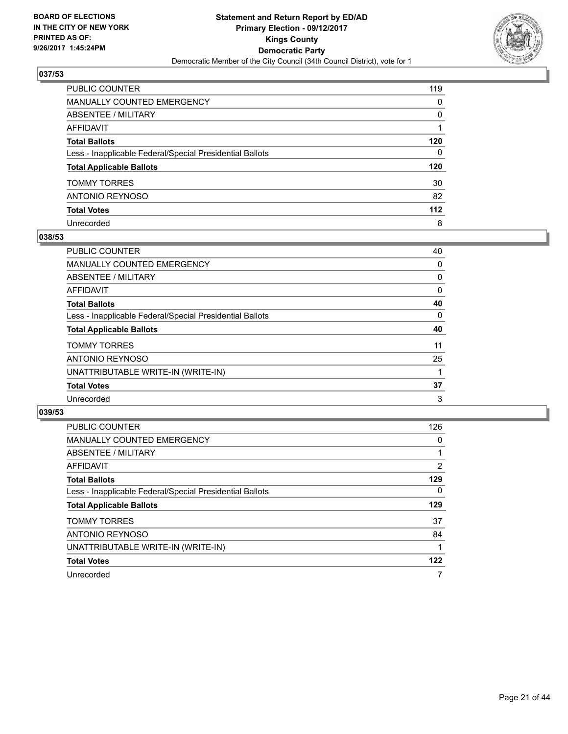## 037/53

| | |
|---|---|
| PUBLIC COUNTER | 119 |
| MANUALLY COUNTED EMERGENCY | 0 |
| ABSENTEE / MILITARY | 0 |
| AFFIDAVIT | 1 |
| **Total Ballots** | **120** |
| Less - Inapplicable Federal/Special Presidential Ballots | 0 |
| **Total Applicable Ballots** | **120** |
| TOMMY TORRES | 30 |
| ANTONIO REYNOSO | 82 |
| **Total Votes** | **112** |
| Unrecorded | 8 |

## 038/53

| | |
|---|---|
| PUBLIC COUNTER | 40 |
| MANUALLY COUNTED EMERGENCY | 0 |
| ABSENTEE / MILITARY | 0 |
| AFFIDAVIT | 0 |
| **Total Ballots** | **40** |
| Less - Inapplicable Federal/Special Presidential Ballots | 0 |
| **Total Applicable Ballots** | **40** |
| TOMMY TORRES | 11 |
| ANTONIO REYNOSO | 25 |
| UNATTRIBUTABLE WRITE-IN (WRITE-IN) | 1 |
| **Total Votes** | **37** |
| Unrecorded | 3 |

## 039/53

| | |
|---|---|
| PUBLIC COUNTER | 126 |
| MANUALLY COUNTED EMERGENCY | 0 |
| ABSENTEE / MILITARY | 1 |
| AFFIDAVIT | 2 |
| **Total Ballots** | **129** |
| Less - Inapplicable Federal/Special Presidential Ballots | 0 |
| **Total Applicable Ballots** | **129** |
| TOMMY TORRES | 37 |
| ANTONIO REYNOSO | 84 |
| UNATTRIBUTABLE WRITE-IN (WRITE-IN) | 1 |
| **Total Votes** | **122** |
| Unrecorded | 7 |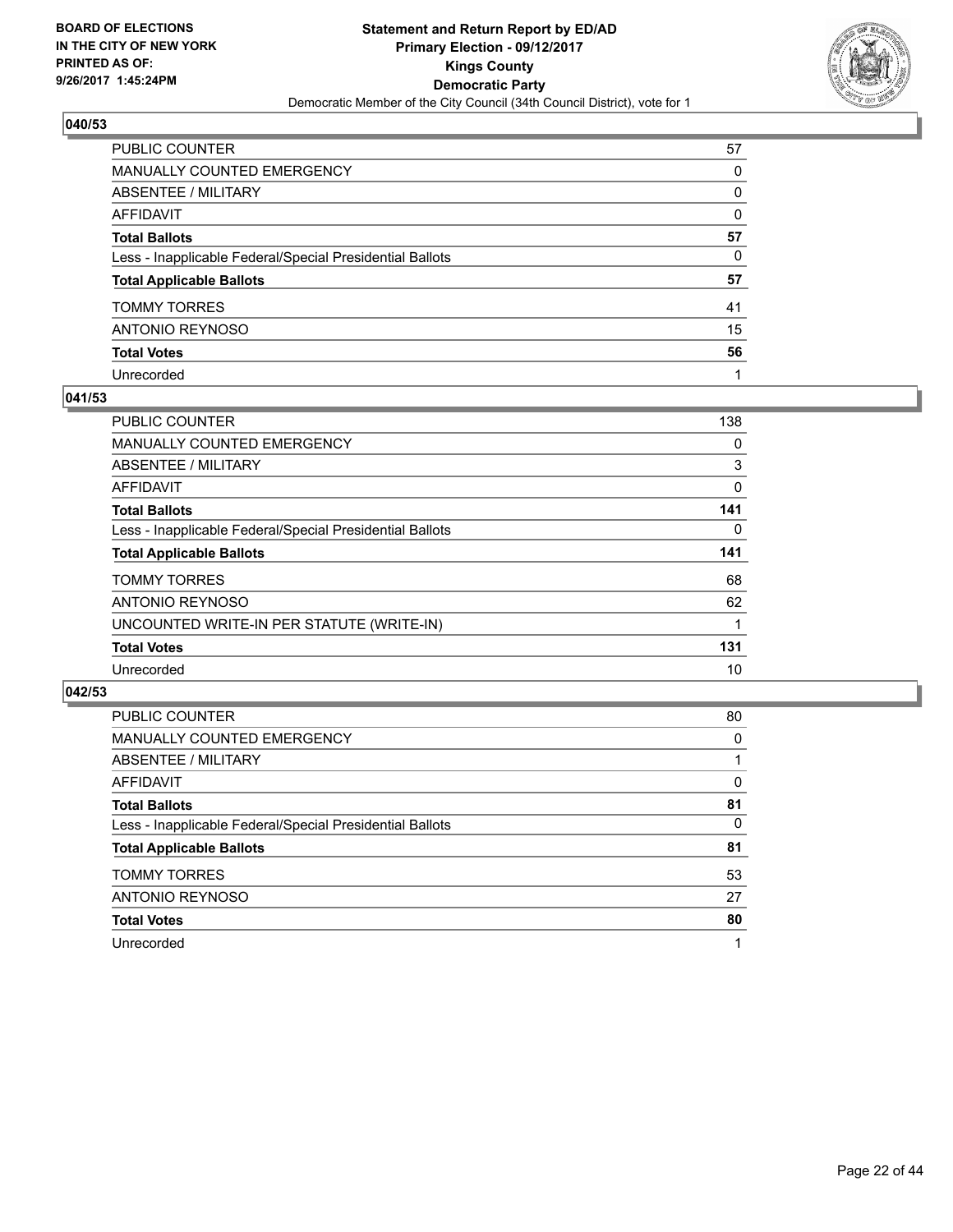BOARD OF ELECTIONS
IN THE CITY OF NEW YORK
PRINTED AS OF:
9/26/2017 1:45:24PM

**Statement and Return Report by ED/AD**
**Primary Election - 09/12/2017**
**Kings County**
**Democratic Party**
Democratic Member of the City Council (34th Council District), vote for 1

## 040/53

| | |
|---|---|
| PUBLIC COUNTER | 57 |
| MANUALLY COUNTED EMERGENCY | 0 |
| ABSENTEE / MILITARY | 0 |
| AFFIDAVIT | 0 |
| **Total Ballots** | **57** |
| Less - Inapplicable Federal/Special Presidential Ballots | 0 |
| **Total Applicable Ballots** | **57** |
| TOMMY TORRES | 41 |
| ANTONIO REYNOSO | 15 |
| **Total Votes** | **56** |
| Unrecorded | 1 |

## 041/53

| | |
|---|---|
| PUBLIC COUNTER | 138 |
| MANUALLY COUNTED EMERGENCY | 0 |
| ABSENTEE / MILITARY | 3 |
| AFFIDAVIT | 0 |
| **Total Ballots** | **141** |
| Less - Inapplicable Federal/Special Presidential Ballots | 0 |
| **Total Applicable Ballots** | **141** |
| TOMMY TORRES | 68 |
| ANTONIO REYNOSO | 62 |
| UNCOUNTED WRITE-IN PER STATUTE (WRITE-IN) | 1 |
| **Total Votes** | **131** |
| Unrecorded | 10 |

## 042/53

| | |
|---|---|
| PUBLIC COUNTER | 80 |
| MANUALLY COUNTED EMERGENCY | 0 |
| ABSENTEE / MILITARY | 1 |
| AFFIDAVIT | 0 |
| **Total Ballots** | **81** |
| Less - Inapplicable Federal/Special Presidential Ballots | 0 |
| **Total Applicable Ballots** | **81** |
| TOMMY TORRES | 53 |
| ANTONIO REYNOSO | 27 |
| **Total Votes** | **80** |
| Unrecorded | 1 |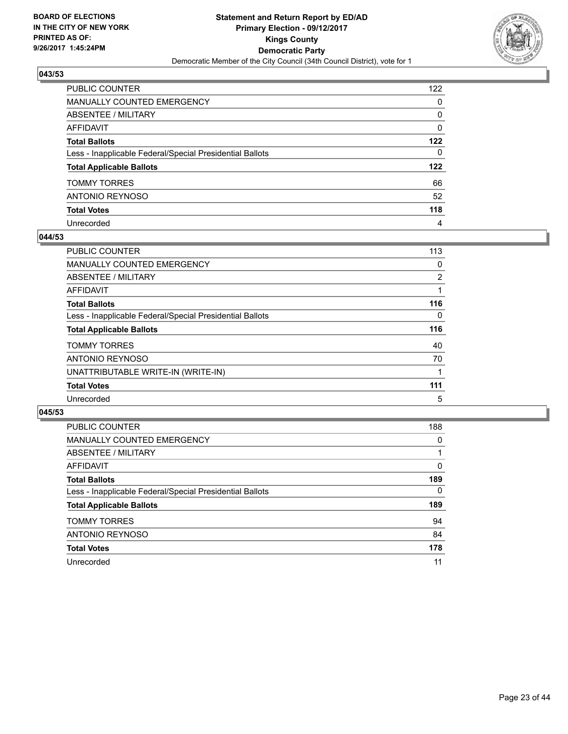**BOARD OF ELECTIONS IN THE CITY OF NEW YORK PRINTED AS OF: 9/26/2017 1:45:24PM**

**Statement and Return Report by ED/AD**
**Primary Election - 09/12/2017**
**Kings County**
**Democratic Party**
Democratic Member of the City Council (34th Council District), vote for 1

## 043/53

| | |
|---|---|
| PUBLIC COUNTER | 122 |
| MANUALLY COUNTED EMERGENCY | 0 |
| ABSENTEE / MILITARY | 0 |
| AFFIDAVIT | 0 |
| **Total Ballots** | **122** |
| Less - Inapplicable Federal/Special Presidential Ballots | 0 |
| **Total Applicable Ballots** | **122** |
| TOMMY TORRES | 66 |
| ANTONIO REYNOSO | 52 |
| **Total Votes** | **118** |
| Unrecorded | 4 |

## 044/53

| | |
|---|---|
| PUBLIC COUNTER | 113 |
| MANUALLY COUNTED EMERGENCY | 0 |
| ABSENTEE / MILITARY | 2 |
| AFFIDAVIT | 1 |
| **Total Ballots** | **116** |
| Less - Inapplicable Federal/Special Presidential Ballots | 0 |
| **Total Applicable Ballots** | **116** |
| TOMMY TORRES | 40 |
| ANTONIO REYNOSO | 70 |
| UNATTRIBUTABLE WRITE-IN (WRITE-IN) | 1 |
| **Total Votes** | **111** |
| Unrecorded | 5 |

## 045/53

| | |
|---|---|
| PUBLIC COUNTER | 188 |
| MANUALLY COUNTED EMERGENCY | 0 |
| ABSENTEE / MILITARY | 1 |
| AFFIDAVIT | 0 |
| **Total Ballots** | **189** |
| Less - Inapplicable Federal/Special Presidential Ballots | 0 |
| **Total Applicable Ballots** | **189** |
| TOMMY TORRES | 94 |
| ANTONIO REYNOSO | 84 |
| **Total Votes** | **178** |
| Unrecorded | 11 |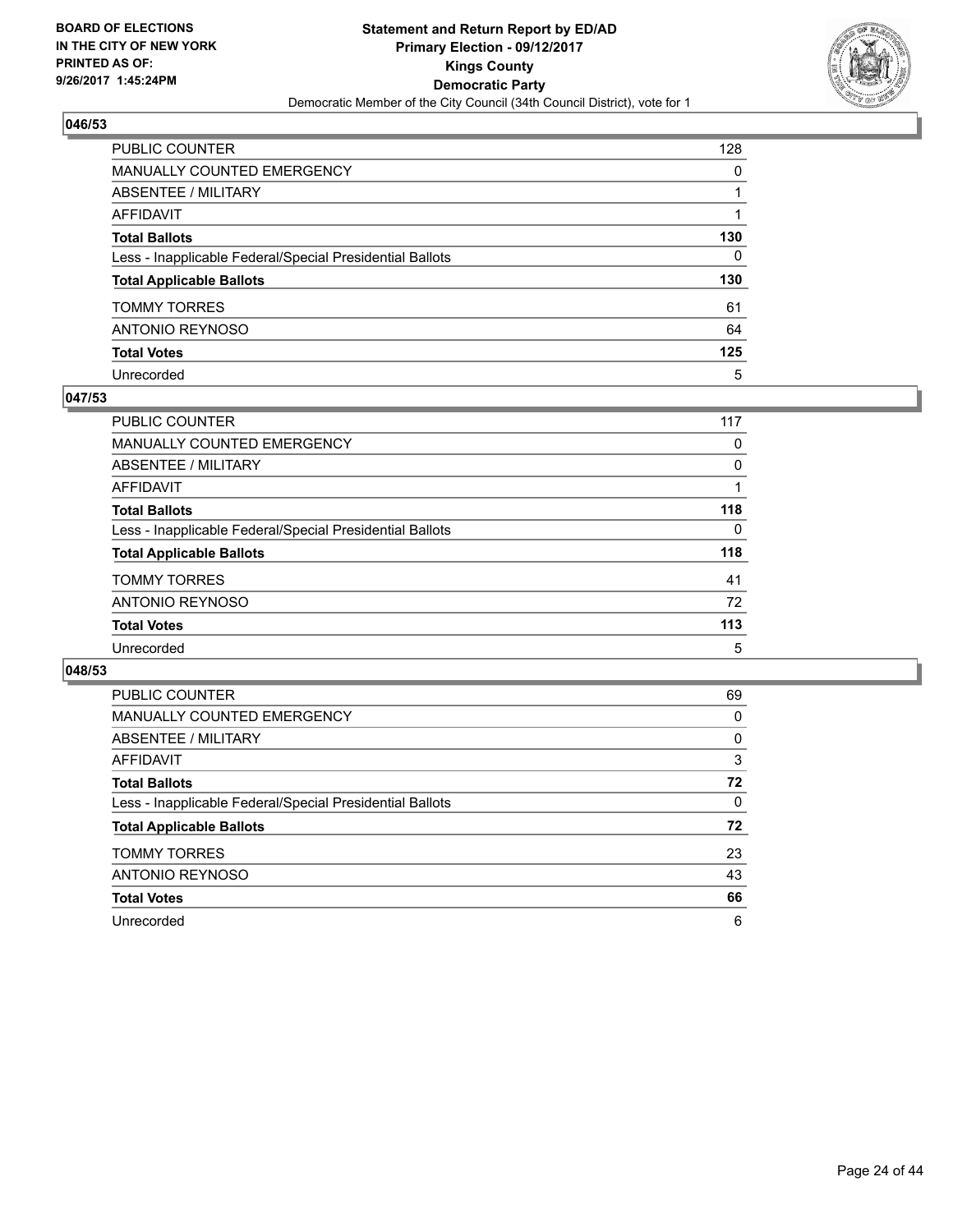BOARD OF ELECTIONS
IN THE CITY OF NEW YORK
PRINTED AS OF:
9/26/2017 1:45:24PM

**Statement and Return Report by ED/AD**
**Primary Election - 09/12/2017**
**Kings County**
**Democratic Party**
Democratic Member of the City Council (34th Council District), vote for 1

### 046/53

| | |
|---|---|
| PUBLIC COUNTER | 128 |
| MANUALLY COUNTED EMERGENCY | 0 |
| ABSENTEE / MILITARY | 1 |
| AFFIDAVIT | 1 |
| **Total Ballots** | **130** |
| Less - Inapplicable Federal/Special Presidential Ballots | 0 |
| **Total Applicable Ballots** | **130** |
| TOMMY TORRES | 61 |
| ANTONIO REYNOSO | 64 |
| **Total Votes** | **125** |
| Unrecorded | 5 |

### 047/53

| | |
|---|---|
| PUBLIC COUNTER | 117 |
| MANUALLY COUNTED EMERGENCY | 0 |
| ABSENTEE / MILITARY | 0 |
| AFFIDAVIT | 1 |
| **Total Ballots** | **118** |
| Less - Inapplicable Federal/Special Presidential Ballots | 0 |
| **Total Applicable Ballots** | **118** |
| TOMMY TORRES | 41 |
| ANTONIO REYNOSO | 72 |
| **Total Votes** | **113** |
| Unrecorded | 5 |

### 048/53

| | |
|---|---|
| PUBLIC COUNTER | 69 |
| MANUALLY COUNTED EMERGENCY | 0 |
| ABSENTEE / MILITARY | 0 |
| AFFIDAVIT | 3 |
| **Total Ballots** | **72** |
| Less - Inapplicable Federal/Special Presidential Ballots | 0 |
| **Total Applicable Ballots** | **72** |
| TOMMY TORRES | 23 |
| ANTONIO REYNOSO | 43 |
| **Total Votes** | **66** |
| Unrecorded | 6 |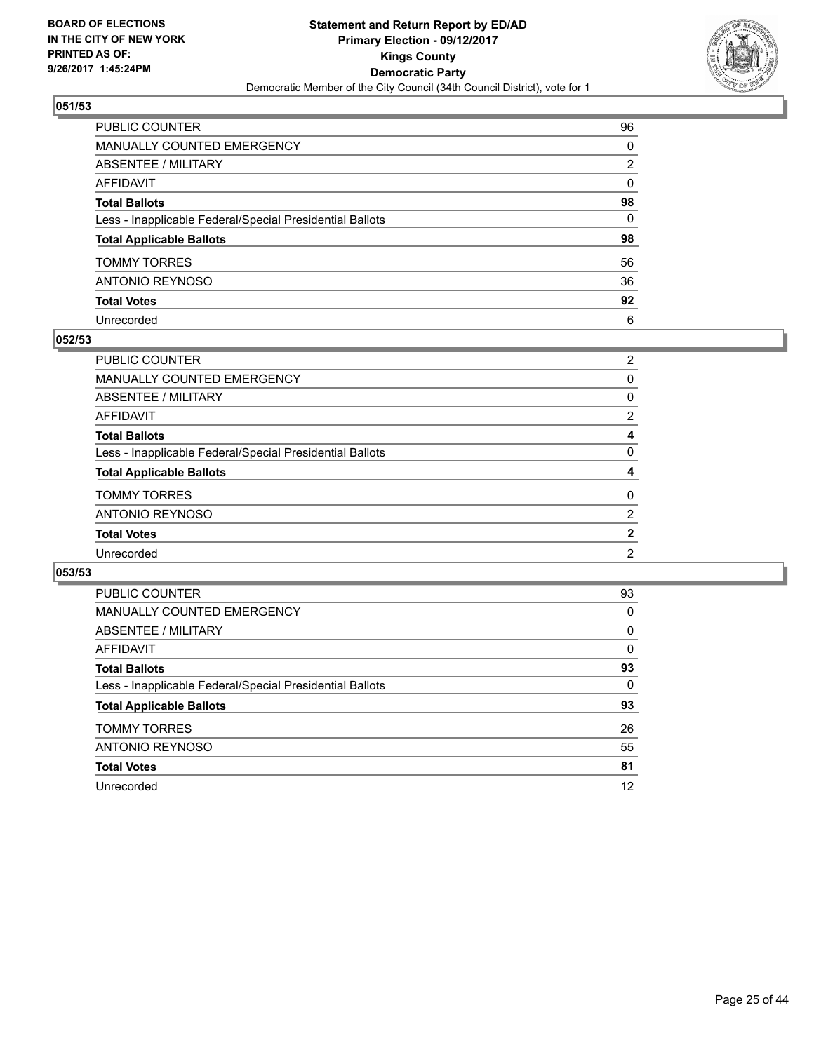BOARD OF ELECTIONS
IN THE CITY OF NEW YORK
PRINTED AS OF:
9/26/2017 1:45:24PM

**Statement and Return Report by ED/AD**
**Primary Election - 09/12/2017**
**Kings County**
**Democratic Party**
Democratic Member of the City Council (34th Council District), vote for 1

### 051/53

| | |
|---|---|
| PUBLIC COUNTER | 96 |
| MANUALLY COUNTED EMERGENCY | 0 |
| ABSENTEE / MILITARY | 2 |
| AFFIDAVIT | 0 |
| **Total Ballots** | **98** |
| Less - Inapplicable Federal/Special Presidential Ballots | 0 |
| **Total Applicable Ballots** | **98** |
| TOMMY TORRES | 56 |
| ANTONIO REYNOSO | 36 |
| **Total Votes** | **92** |
| Unrecorded | 6 |

### 052/53

| | |
|---|---|
| PUBLIC COUNTER | 2 |
| MANUALLY COUNTED EMERGENCY | 0 |
| ABSENTEE / MILITARY | 0 |
| AFFIDAVIT | 2 |
| **Total Ballots** | **4** |
| Less - Inapplicable Federal/Special Presidential Ballots | 0 |
| **Total Applicable Ballots** | **4** |
| TOMMY TORRES | 0 |
| ANTONIO REYNOSO | 2 |
| **Total Votes** | **2** |
| Unrecorded | 2 |

### 053/53

| | |
|---|---|
| PUBLIC COUNTER | 93 |
| MANUALLY COUNTED EMERGENCY | 0 |
| ABSENTEE / MILITARY | 0 |
| AFFIDAVIT | 0 |
| **Total Ballots** | **93** |
| Less - Inapplicable Federal/Special Presidential Ballots | 0 |
| **Total Applicable Ballots** | **93** |
| TOMMY TORRES | 26 |
| ANTONIO REYNOSO | 55 |
| **Total Votes** | **81** |
| Unrecorded | 12 |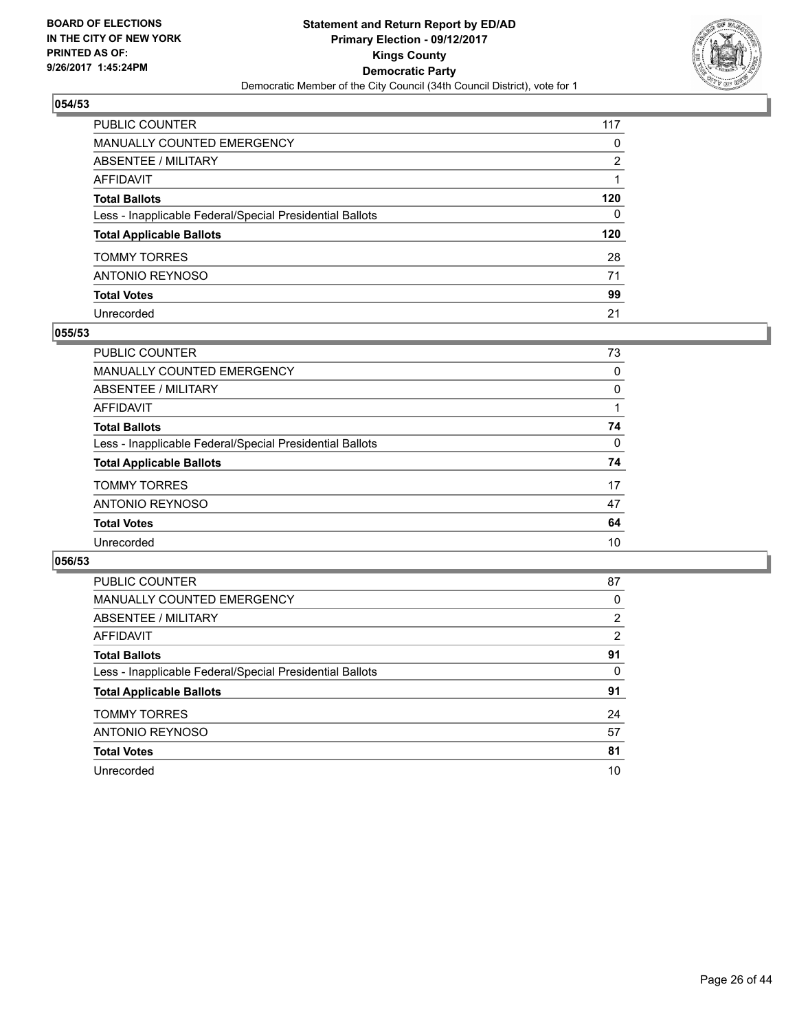BOARD OF ELECTIONS
IN THE CITY OF NEW YORK
PRINTED AS OF:
9/26/2017 1:45:24PM

**Statement and Return Report by ED/AD**
**Primary Election - 09/12/2017**
**Kings County**
**Democratic Party**
Democratic Member of the City Council (34th Council District), vote for 1

### 054/53

| | |
|---|---|
| PUBLIC COUNTER | 117 |
| MANUALLY COUNTED EMERGENCY | 0 |
| ABSENTEE / MILITARY | 2 |
| AFFIDAVIT | 1 |
| **Total Ballots** | **120** |
| Less - Inapplicable Federal/Special Presidential Ballots | 0 |
| **Total Applicable Ballots** | **120** |
| TOMMY TORRES | 28 |
| ANTONIO REYNOSO | 71 |
| **Total Votes** | **99** |
| Unrecorded | 21 |

### 055/53

| | |
|---|---|
| PUBLIC COUNTER | 73 |
| MANUALLY COUNTED EMERGENCY | 0 |
| ABSENTEE / MILITARY | 0 |
| AFFIDAVIT | 1 |
| **Total Ballots** | **74** |
| Less - Inapplicable Federal/Special Presidential Ballots | 0 |
| **Total Applicable Ballots** | **74** |
| TOMMY TORRES | 17 |
| ANTONIO REYNOSO | 47 |
| **Total Votes** | **64** |
| Unrecorded | 10 |

### 056/53

| | |
|---|---|
| PUBLIC COUNTER | 87 |
| MANUALLY COUNTED EMERGENCY | 0 |
| ABSENTEE / MILITARY | 2 |
| AFFIDAVIT | 2 |
| **Total Ballots** | **91** |
| Less - Inapplicable Federal/Special Presidential Ballots | 0 |
| **Total Applicable Ballots** | **91** |
| TOMMY TORRES | 24 |
| ANTONIO REYNOSO | 57 |
| **Total Votes** | **81** |
| Unrecorded | 10 |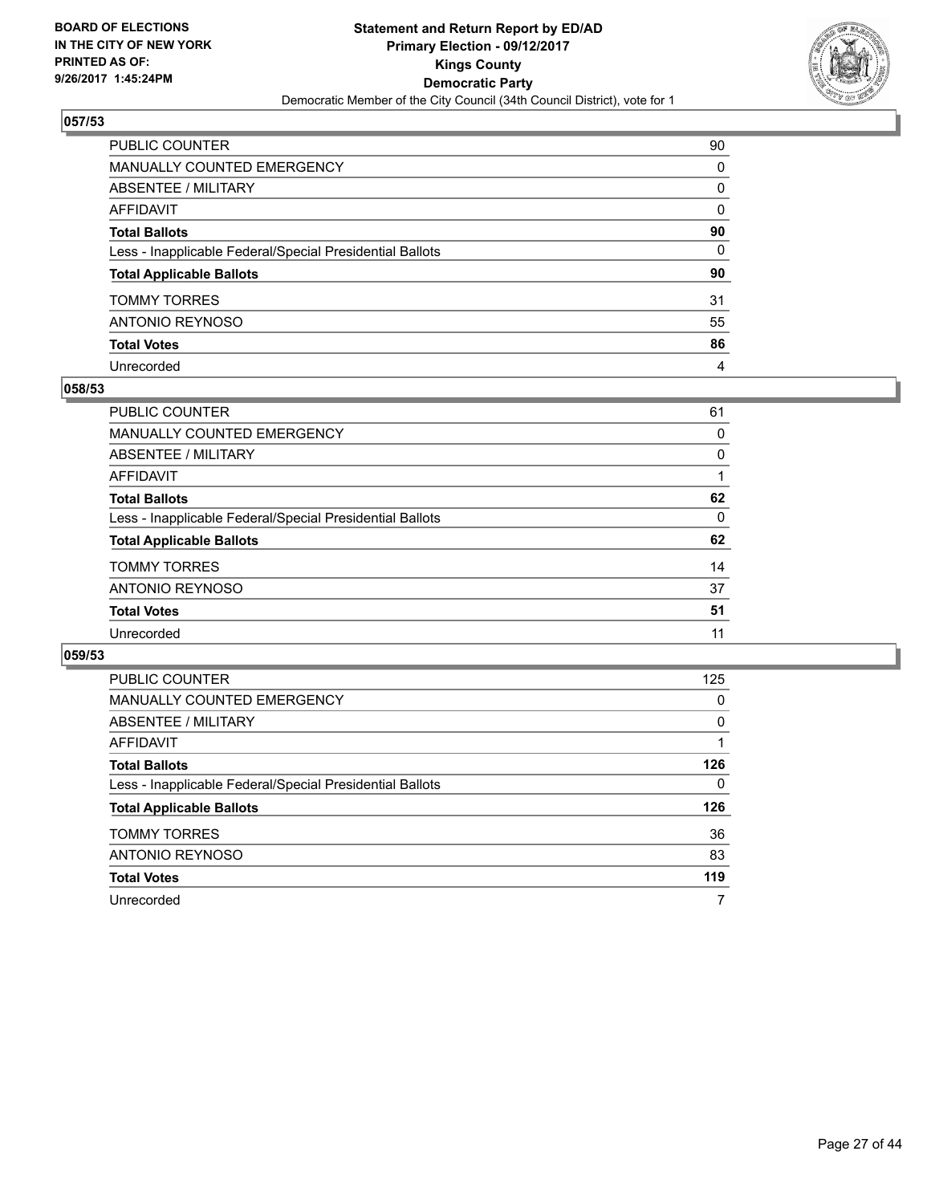**BOARD OF ELECTIONS IN THE CITY OF NEW YORK PRINTED AS OF: 9/26/2017 1:45:24PM**

**Statement and Return Report by ED/AD Primary Election - 09/12/2017 Kings County Democratic Party**

Democratic Member of the City Council (34th Council District), vote for 1

## 057/53

| | |
|---|---|
| PUBLIC COUNTER | 90 |
| MANUALLY COUNTED EMERGENCY | 0 |
| ABSENTEE / MILITARY | 0 |
| AFFIDAVIT | 0 |
| **Total Ballots** | **90** |
| Less - Inapplicable Federal/Special Presidential Ballots | 0 |
| **Total Applicable Ballots** | **90** |
| TOMMY TORRES | 31 |
| ANTONIO REYNOSO | 55 |
| **Total Votes** | **86** |
| Unrecorded | 4 |

## 058/53

| | |
|---|---|
| PUBLIC COUNTER | 61 |
| MANUALLY COUNTED EMERGENCY | 0 |
| ABSENTEE / MILITARY | 0 |
| AFFIDAVIT | 1 |
| **Total Ballots** | **62** |
| Less - Inapplicable Federal/Special Presidential Ballots | 0 |
| **Total Applicable Ballots** | **62** |
| TOMMY TORRES | 14 |
| ANTONIO REYNOSO | 37 |
| **Total Votes** | **51** |
| Unrecorded | 11 |

## 059/53

| | |
|---|---|
| PUBLIC COUNTER | 125 |
| MANUALLY COUNTED EMERGENCY | 0 |
| ABSENTEE / MILITARY | 0 |
| AFFIDAVIT | 1 |
| **Total Ballots** | **126** |
| Less - Inapplicable Federal/Special Presidential Ballots | 0 |
| **Total Applicable Ballots** | **126** |
| TOMMY TORRES | 36 |
| ANTONIO REYNOSO | 83 |
| **Total Votes** | **119** |
| Unrecorded | 7 |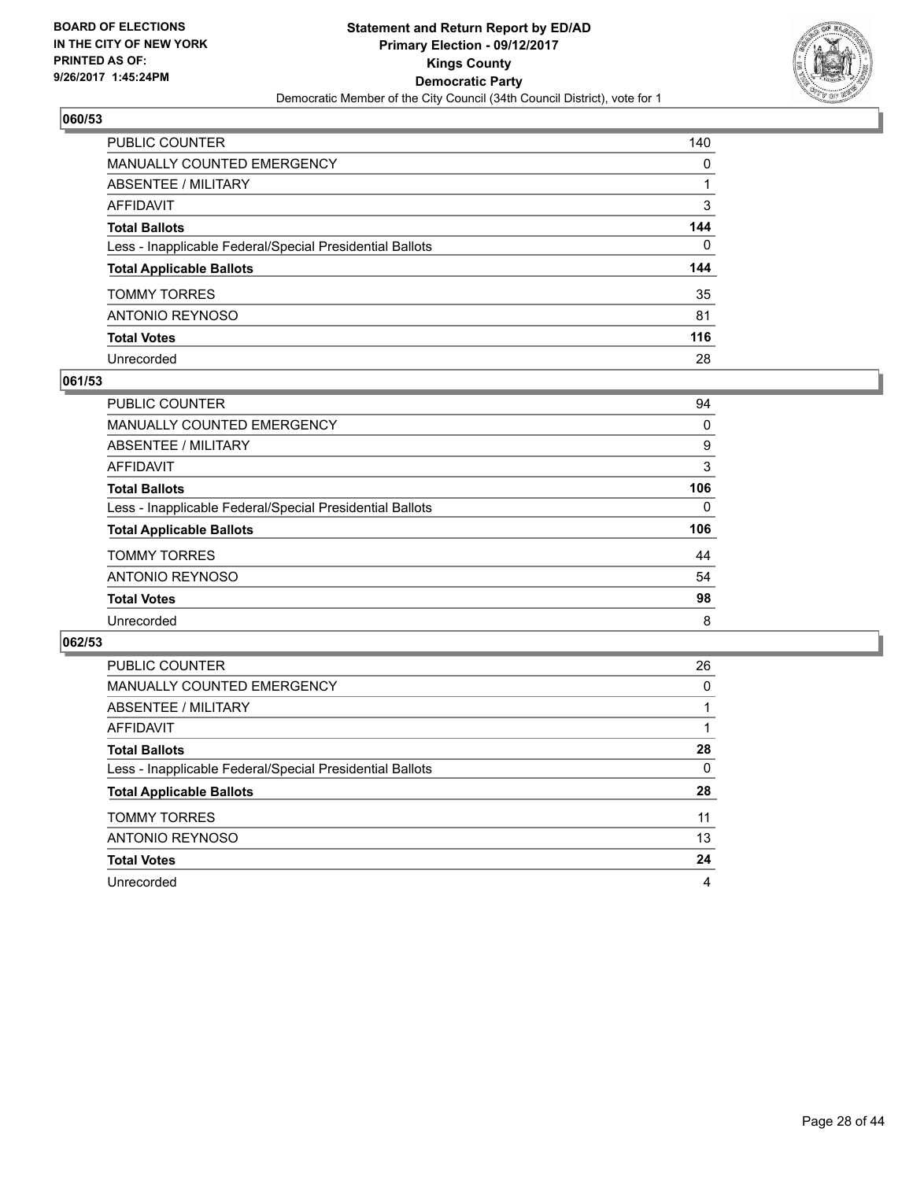BOARD OF ELECTIONS
IN THE CITY OF NEW YORK
PRINTED AS OF:
9/26/2017 1:45:24PM

**Statement and Return Report by ED/AD**
**Primary Election - 09/12/2017**
**Kings County**
**Democratic Party**
Democratic Member of the City Council (34th Council District), vote for 1

### 060/53

| | |
|---|---|
| PUBLIC COUNTER | 140 |
| MANUALLY COUNTED EMERGENCY | 0 |
| ABSENTEE / MILITARY | 1 |
| AFFIDAVIT | 3 |
| **Total Ballots** | **144** |
| Less - Inapplicable Federal/Special Presidential Ballots | 0 |
| **Total Applicable Ballots** | **144** |
| TOMMY TORRES | 35 |
| ANTONIO REYNOSO | 81 |
| **Total Votes** | **116** |
| Unrecorded | 28 |

### 061/53

| | |
|---|---|
| PUBLIC COUNTER | 94 |
| MANUALLY COUNTED EMERGENCY | 0 |
| ABSENTEE / MILITARY | 9 |
| AFFIDAVIT | 3 |
| **Total Ballots** | **106** |
| Less - Inapplicable Federal/Special Presidential Ballots | 0 |
| **Total Applicable Ballots** | **106** |
| TOMMY TORRES | 44 |
| ANTONIO REYNOSO | 54 |
| **Total Votes** | **98** |
| Unrecorded | 8 |

### 062/53

| | |
|---|---|
| PUBLIC COUNTER | 26 |
| MANUALLY COUNTED EMERGENCY | 0 |
| ABSENTEE / MILITARY | 1 |
| AFFIDAVIT | 1 |
| **Total Ballots** | **28** |
| Less - Inapplicable Federal/Special Presidential Ballots | 0 |
| **Total Applicable Ballots** | **28** |
| TOMMY TORRES | 11 |
| ANTONIO REYNOSO | 13 |
| **Total Votes** | **24** |
| Unrecorded | 4 |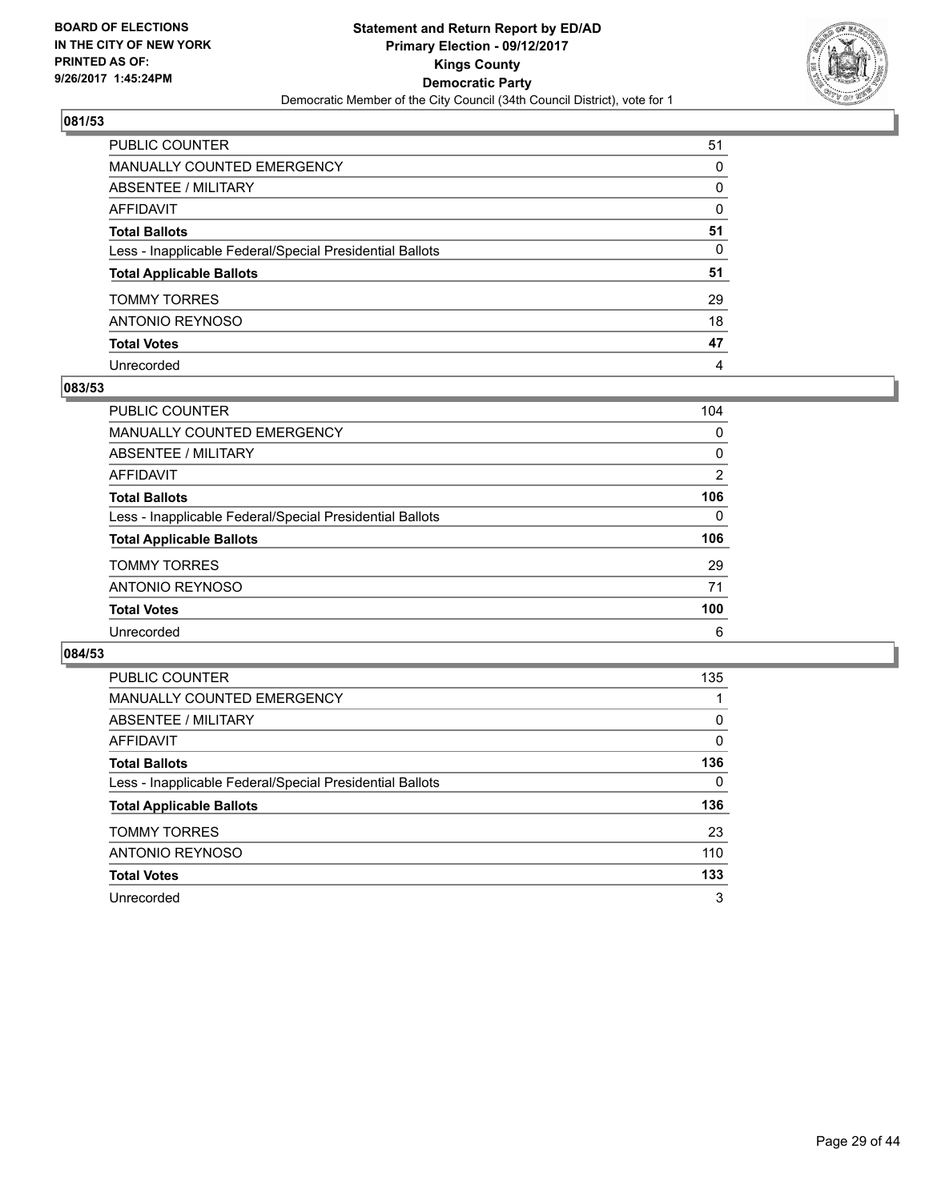**BOARD OF ELECTIONS IN THE CITY OF NEW YORK PRINTED AS OF: 9/26/2017 1:45:24PM**

**Statement and Return Report by ED/AD Primary Election - 09/12/2017 Kings County Democratic Party**

Democratic Member of the City Council (34th Council District), vote for 1

## 081/53

| | |
|---|---|
| PUBLIC COUNTER | 51 |
| MANUALLY COUNTED EMERGENCY | 0 |
| ABSENTEE / MILITARY | 0 |
| AFFIDAVIT | 0 |
| **Total Ballots** | **51** |
| Less - Inapplicable Federal/Special Presidential Ballots | 0 |
| **Total Applicable Ballots** | **51** |
| TOMMY TORRES | 29 |
| ANTONIO REYNOSO | 18 |
| **Total Votes** | **47** |
| Unrecorded | 4 |

## 083/53

| | |
|---|---|
| PUBLIC COUNTER | 104 |
| MANUALLY COUNTED EMERGENCY | 0 |
| ABSENTEE / MILITARY | 0 |
| AFFIDAVIT | 2 |
| **Total Ballots** | **106** |
| Less - Inapplicable Federal/Special Presidential Ballots | 0 |
| **Total Applicable Ballots** | **106** |
| TOMMY TORRES | 29 |
| ANTONIO REYNOSO | 71 |
| **Total Votes** | **100** |
| Unrecorded | 6 |

## 084/53

| | |
|---|---|
| PUBLIC COUNTER | 135 |
| MANUALLY COUNTED EMERGENCY | 1 |
| ABSENTEE / MILITARY | 0 |
| AFFIDAVIT | 0 |
| **Total Ballots** | **136** |
| Less - Inapplicable Federal/Special Presidential Ballots | 0 |
| **Total Applicable Ballots** | **136** |
| TOMMY TORRES | 23 |
| ANTONIO REYNOSO | 110 |
| **Total Votes** | **133** |
| Unrecorded | 3 |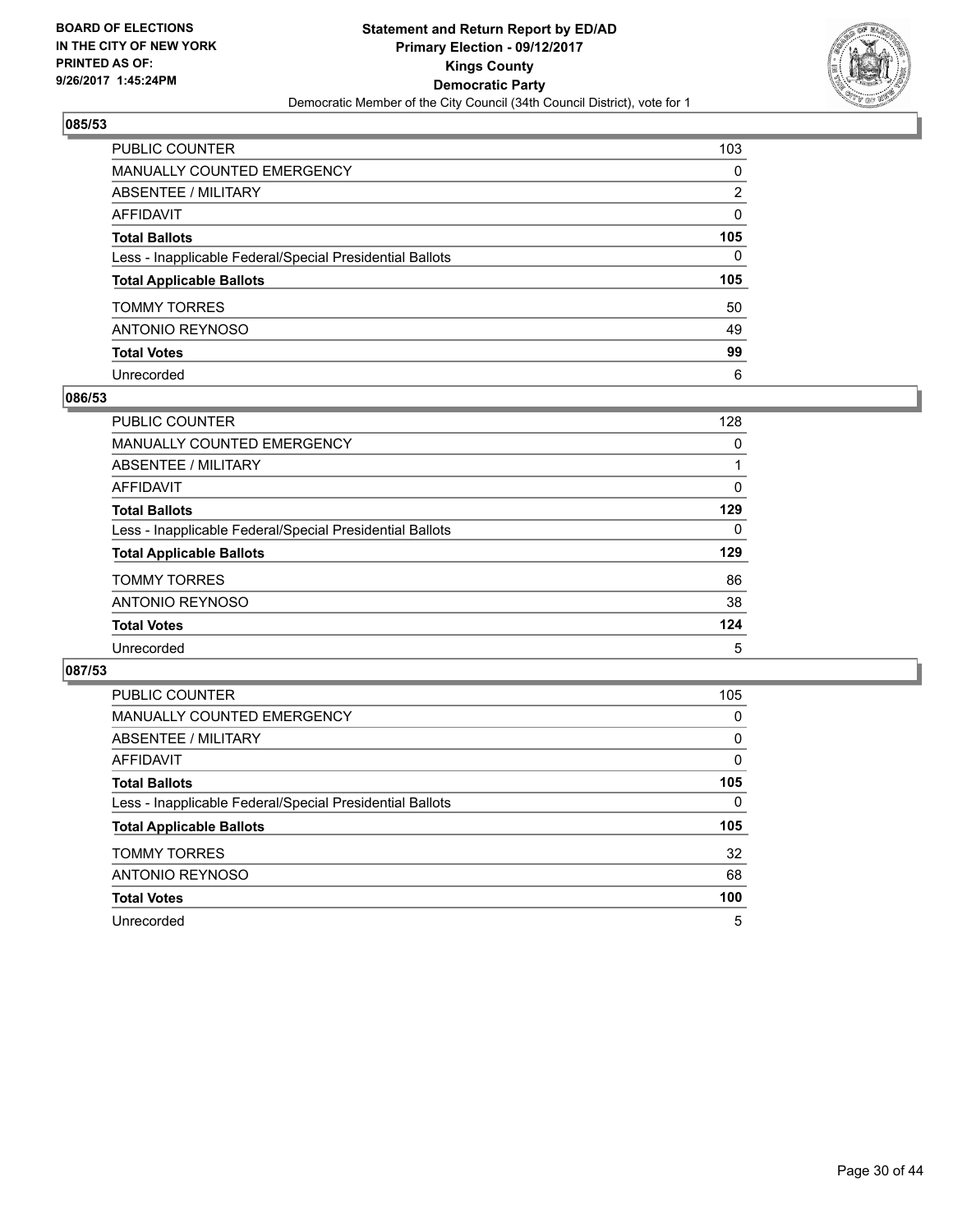BOARD OF ELECTIONS
IN THE CITY OF NEW YORK
PRINTED AS OF:
9/26/2017 1:45:24PM

**Statement and Return Report by ED/AD**
**Primary Election - 09/12/2017**
**Kings County**
**Democratic Party**
Democratic Member of the City Council (34th Council District), vote for 1

## 085/53

| | |
|---|---|
| PUBLIC COUNTER | 103 |
| MANUALLY COUNTED EMERGENCY | 0 |
| ABSENTEE / MILITARY | 2 |
| AFFIDAVIT | 0 |
| **Total Ballots** | **105** |
| Less - Inapplicable Federal/Special Presidential Ballots | 0 |
| **Total Applicable Ballots** | **105** |
| TOMMY TORRES | 50 |
| ANTONIO REYNOSO | 49 |
| **Total Votes** | **99** |
| Unrecorded | 6 |

## 086/53

| | |
|---|---|
| PUBLIC COUNTER | 128 |
| MANUALLY COUNTED EMERGENCY | 0 |
| ABSENTEE / MILITARY | 1 |
| AFFIDAVIT | 0 |
| **Total Ballots** | **129** |
| Less - Inapplicable Federal/Special Presidential Ballots | 0 |
| **Total Applicable Ballots** | **129** |
| TOMMY TORRES | 86 |
| ANTONIO REYNOSO | 38 |
| **Total Votes** | **124** |
| Unrecorded | 5 |

## 087/53

| | |
|---|---|
| PUBLIC COUNTER | 105 |
| MANUALLY COUNTED EMERGENCY | 0 |
| ABSENTEE / MILITARY | 0 |
| AFFIDAVIT | 0 |
| **Total Ballots** | **105** |
| Less - Inapplicable Federal/Special Presidential Ballots | 0 |
| **Total Applicable Ballots** | **105** |
| TOMMY TORRES | 32 |
| ANTONIO REYNOSO | 68 |
| **Total Votes** | **100** |
| Unrecorded | 5 |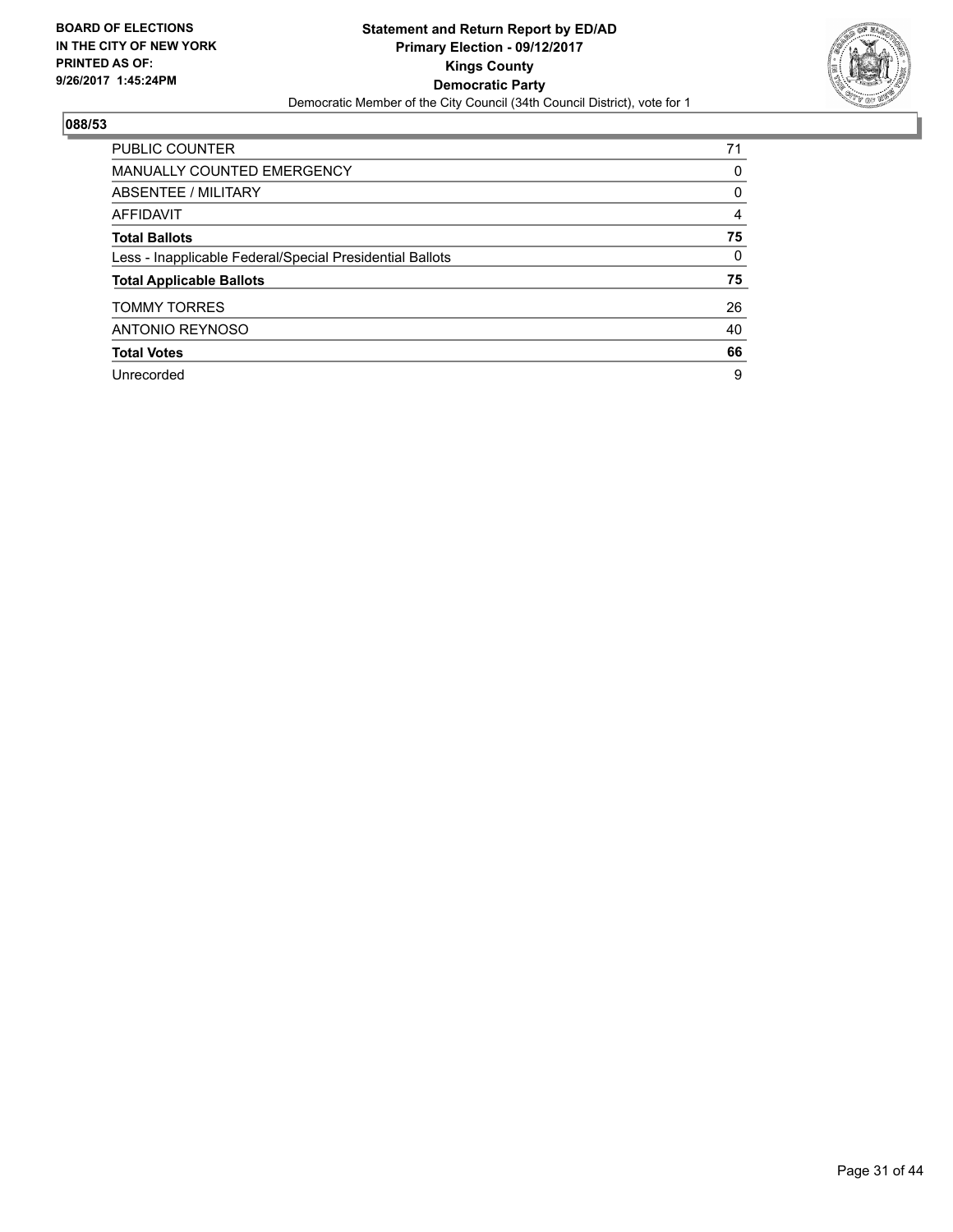**BOARD OF ELECTIONS IN THE CITY OF NEW YORK PRINTED AS OF: 9/26/2017 1:45:24PM**

**Statement and Return Report by ED/AD Primary Election - 09/12/2017 Kings County Democratic Party**

Democratic Member of the City Council (34th Council District), vote for 1

## 088/53

| | |
|---|---|
| PUBLIC COUNTER | 71 |
| MANUALLY COUNTED EMERGENCY | 0 |
| ABSENTEE / MILITARY | 0 |
| AFFIDAVIT | 4 |
| **Total Ballots** | **75** |
| Less - Inapplicable Federal/Special Presidential Ballots | 0 |
| **Total Applicable Ballots** | **75** |
| TOMMY TORRES | 26 |
| ANTONIO REYNOSO | 40 |
| **Total Votes** | **66** |
| Unrecorded | 9 |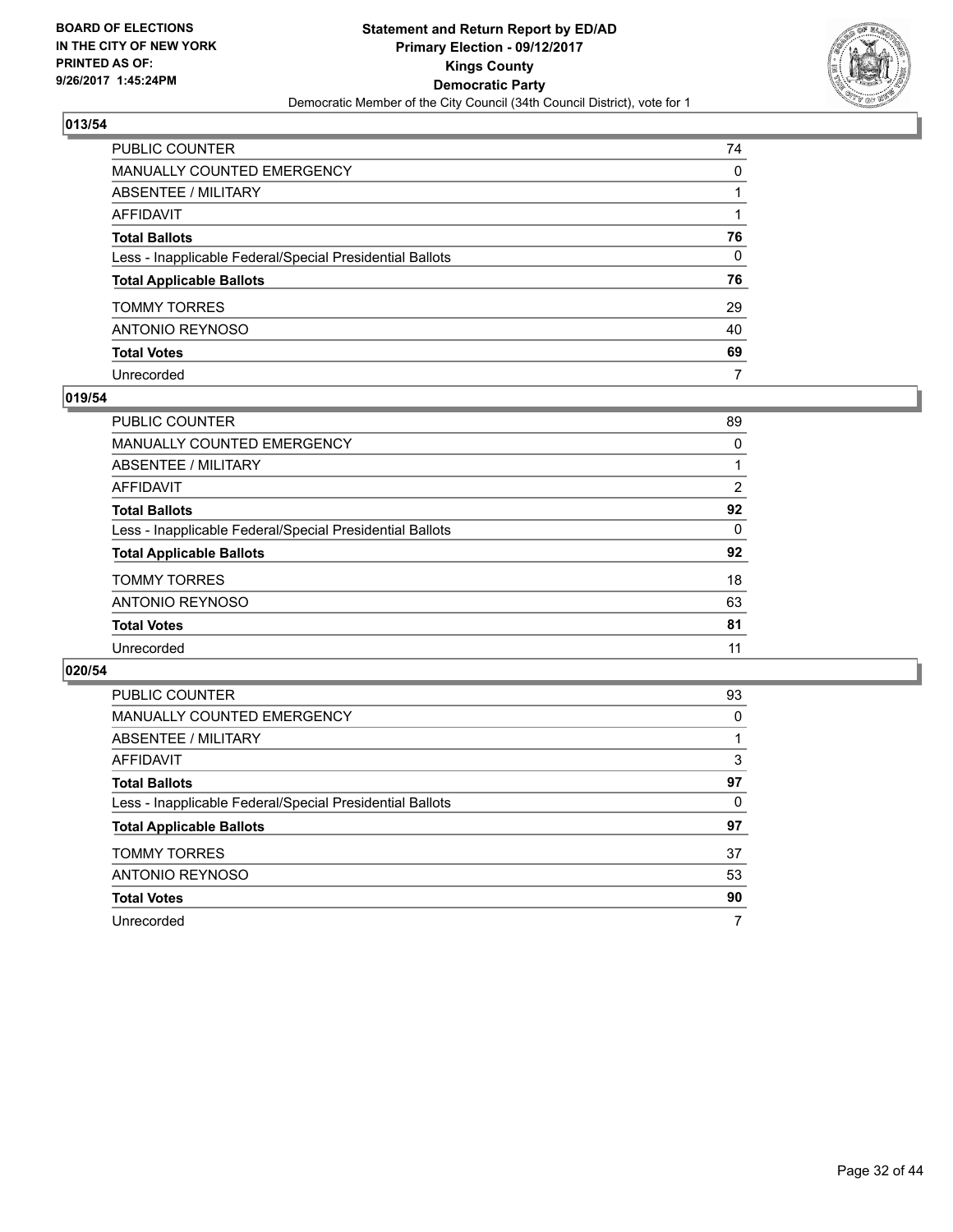BOARD OF ELECTIONS
IN THE CITY OF NEW YORK
PRINTED AS OF:
9/26/2017 1:45:24PM

**Statement and Return Report by ED/AD**
**Primary Election - 09/12/2017**
**Kings County**
**Democratic Party**
Democratic Member of the City Council (34th Council District), vote for 1

## 013/54

| | |
|---|---|
| PUBLIC COUNTER | 74 |
| MANUALLY COUNTED EMERGENCY | 0 |
| ABSENTEE / MILITARY | 1 |
| AFFIDAVIT | 1 |
| **Total Ballots** | **76** |
| Less - Inapplicable Federal/Special Presidential Ballots | 0 |
| **Total Applicable Ballots** | **76** |
| TOMMY TORRES | 29 |
| ANTONIO REYNOSO | 40 |
| **Total Votes** | **69** |
| Unrecorded | 7 |

## 019/54

| | |
|---|---|
| PUBLIC COUNTER | 89 |
| MANUALLY COUNTED EMERGENCY | 0 |
| ABSENTEE / MILITARY | 1 |
| AFFIDAVIT | 2 |
| **Total Ballots** | **92** |
| Less - Inapplicable Federal/Special Presidential Ballots | 0 |
| **Total Applicable Ballots** | **92** |
| TOMMY TORRES | 18 |
| ANTONIO REYNOSO | 63 |
| **Total Votes** | **81** |
| Unrecorded | 11 |

## 020/54

| | |
|---|---|
| PUBLIC COUNTER | 93 |
| MANUALLY COUNTED EMERGENCY | 0 |
| ABSENTEE / MILITARY | 1 |
| AFFIDAVIT | 3 |
| **Total Ballots** | **97** |
| Less - Inapplicable Federal/Special Presidential Ballots | 0 |
| **Total Applicable Ballots** | **97** |
| TOMMY TORRES | 37 |
| ANTONIO REYNOSO | 53 |
| **Total Votes** | **90** |
| Unrecorded | 7 |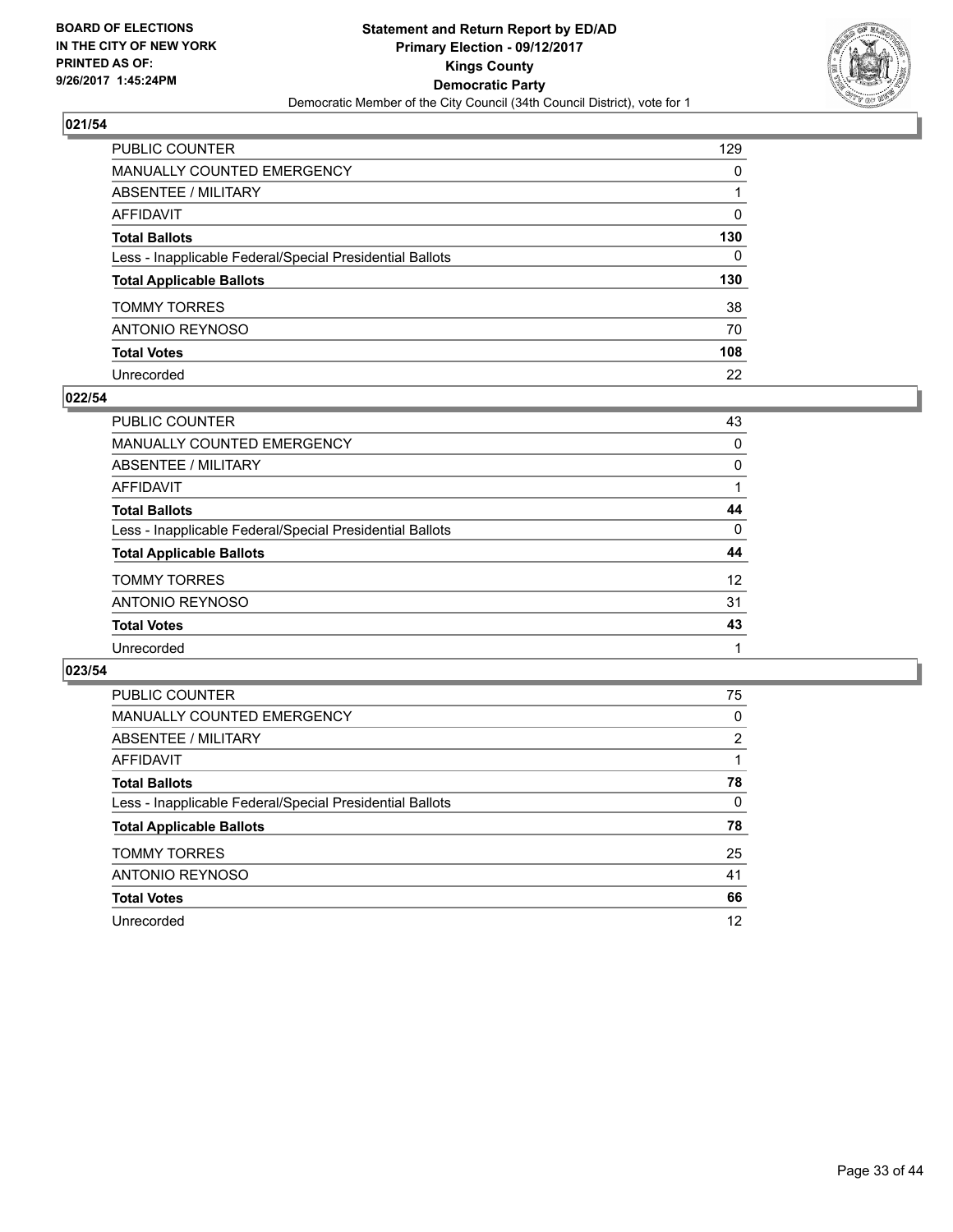**BOARD OF ELECTIONS IN THE CITY OF NEW YORK PRINTED AS OF: 9/26/2017 1:45:24PM**

**Statement and Return Report by ED/AD**
**Primary Election - 09/12/2017**
**Kings County**
**Democratic Party**
Democratic Member of the City Council (34th Council District), vote for 1

## 021/54

| | |
|---|---|
| PUBLIC COUNTER | 129 |
| MANUALLY COUNTED EMERGENCY | 0 |
| ABSENTEE / MILITARY | 1 |
| AFFIDAVIT | 0 |
| **Total Ballots** | **130** |
| Less - Inapplicable Federal/Special Presidential Ballots | 0 |
| **Total Applicable Ballots** | **130** |
| TOMMY TORRES | 38 |
| ANTONIO REYNOSO | 70 |
| **Total Votes** | **108** |
| Unrecorded | 22 |

## 022/54

| | |
|---|---|
| PUBLIC COUNTER | 43 |
| MANUALLY COUNTED EMERGENCY | 0 |
| ABSENTEE / MILITARY | 0 |
| AFFIDAVIT | 1 |
| **Total Ballots** | **44** |
| Less - Inapplicable Federal/Special Presidential Ballots | 0 |
| **Total Applicable Ballots** | **44** |
| TOMMY TORRES | 12 |
| ANTONIO REYNOSO | 31 |
| **Total Votes** | **43** |
| Unrecorded | 1 |

## 023/54

| | |
|---|---|
| PUBLIC COUNTER | 75 |
| MANUALLY COUNTED EMERGENCY | 0 |
| ABSENTEE / MILITARY | 2 |
| AFFIDAVIT | 1 |
| **Total Ballots** | **78** |
| Less - Inapplicable Federal/Special Presidential Ballots | 0 |
| **Total Applicable Ballots** | **78** |
| TOMMY TORRES | 25 |
| ANTONIO REYNOSO | 41 |
| **Total Votes** | **66** |
| Unrecorded | 12 |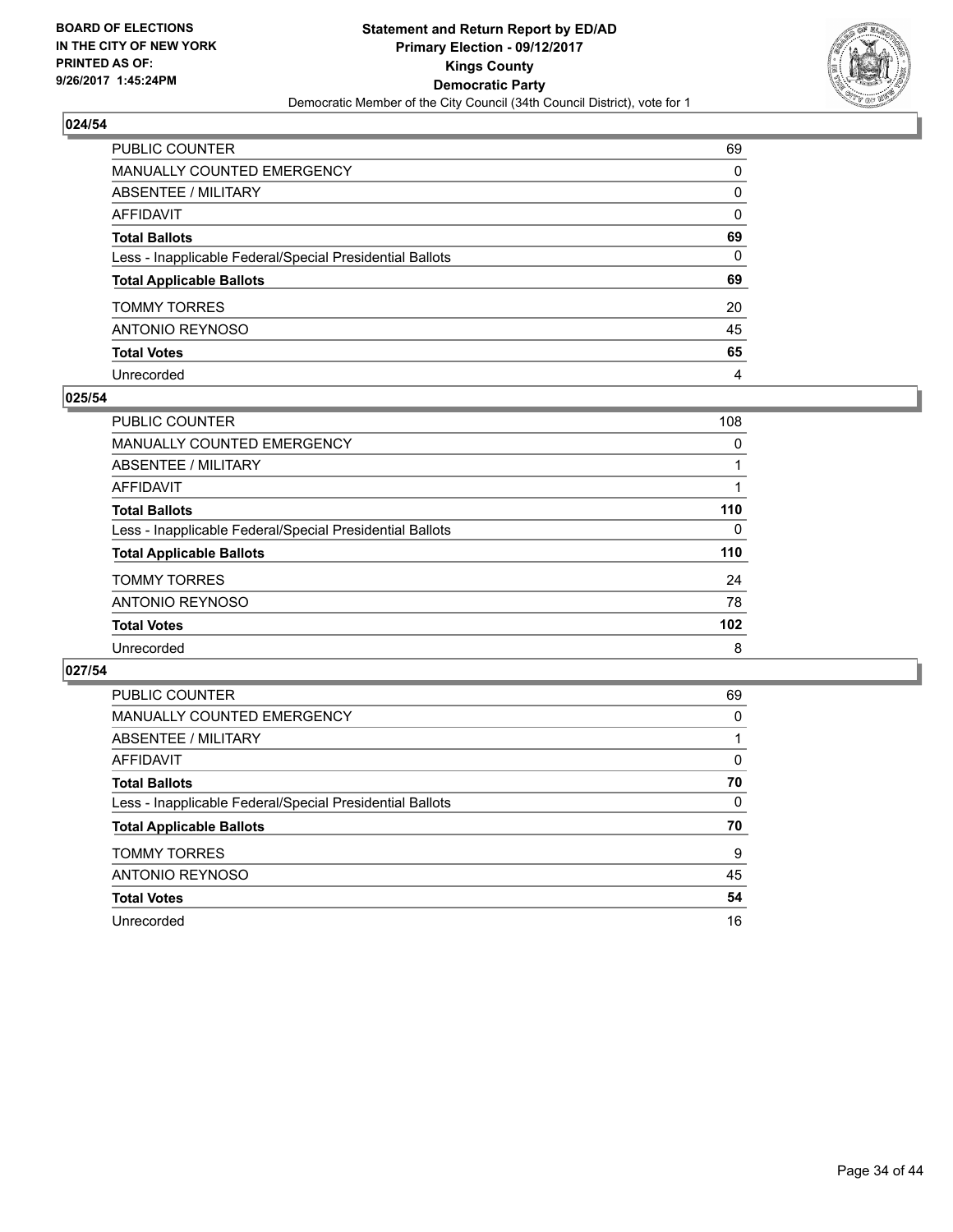BOARD OF ELECTIONS
IN THE CITY OF NEW YORK
PRINTED AS OF:
9/26/2017 1:45:24PM

**Statement and Return Report by ED/AD**
**Primary Election - 09/12/2017**
**Kings County**
**Democratic Party**
Democratic Member of the City Council (34th Council District), vote for 1

### 024/54

| | |
|---|---|
| PUBLIC COUNTER | 69 |
| MANUALLY COUNTED EMERGENCY | 0 |
| ABSENTEE / MILITARY | 0 |
| AFFIDAVIT | 0 |
| **Total Ballots** | **69** |
| Less - Inapplicable Federal/Special Presidential Ballots | 0 |
| **Total Applicable Ballots** | **69** |
| TOMMY TORRES | 20 |
| ANTONIO REYNOSO | 45 |
| **Total Votes** | **65** |
| Unrecorded | 4 |

### 025/54

| | |
|---|---|
| PUBLIC COUNTER | 108 |
| MANUALLY COUNTED EMERGENCY | 0 |
| ABSENTEE / MILITARY | 1 |
| AFFIDAVIT | 1 |
| **Total Ballots** | **110** |
| Less - Inapplicable Federal/Special Presidential Ballots | 0 |
| **Total Applicable Ballots** | **110** |
| TOMMY TORRES | 24 |
| ANTONIO REYNOSO | 78 |
| **Total Votes** | **102** |
| Unrecorded | 8 |

### 027/54

| | |
|---|---|
| PUBLIC COUNTER | 69 |
| MANUALLY COUNTED EMERGENCY | 0 |
| ABSENTEE / MILITARY | 1 |
| AFFIDAVIT | 0 |
| **Total Ballots** | **70** |
| Less - Inapplicable Federal/Special Presidential Ballots | 0 |
| **Total Applicable Ballots** | **70** |
| TOMMY TORRES | 9 |
| ANTONIO REYNOSO | 45 |
| **Total Votes** | **54** |
| Unrecorded | 16 |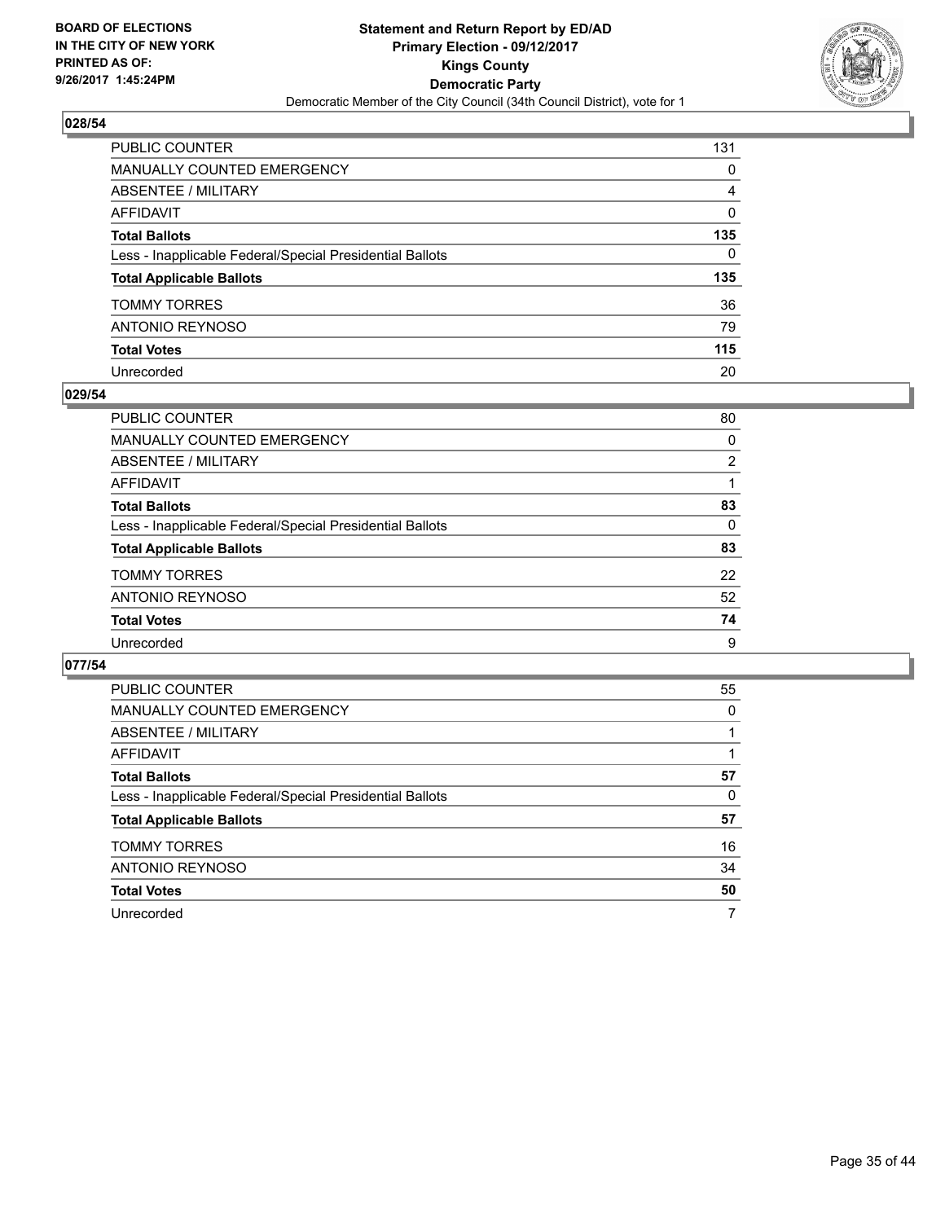BOARD OF ELECTIONS
IN THE CITY OF NEW YORK
PRINTED AS OF:
9/26/2017 1:45:24PM

**Statement and Return Report by ED/AD**
**Primary Election - 09/12/2017**
**Kings County**
**Democratic Party**
Democratic Member of the City Council (34th Council District), vote for 1

## 028/54

| | |
|---|---|
| PUBLIC COUNTER | 131 |
| MANUALLY COUNTED EMERGENCY | 0 |
| ABSENTEE / MILITARY | 4 |
| AFFIDAVIT | 0 |
| **Total Ballots** | **135** |
| Less - Inapplicable Federal/Special Presidential Ballots | 0 |
| **Total Applicable Ballots** | **135** |
| TOMMY TORRES | 36 |
| ANTONIO REYNOSO | 79 |
| **Total Votes** | **115** |
| Unrecorded | 20 |

## 029/54

| | |
|---|---|
| PUBLIC COUNTER | 80 |
| MANUALLY COUNTED EMERGENCY | 0 |
| ABSENTEE / MILITARY | 2 |
| AFFIDAVIT | 1 |
| **Total Ballots** | **83** |
| Less - Inapplicable Federal/Special Presidential Ballots | 0 |
| **Total Applicable Ballots** | **83** |
| TOMMY TORRES | 22 |
| ANTONIO REYNOSO | 52 |
| **Total Votes** | **74** |
| Unrecorded | 9 |

## 077/54

| | |
|---|---|
| PUBLIC COUNTER | 55 |
| MANUALLY COUNTED EMERGENCY | 0 |
| ABSENTEE / MILITARY | 1 |
| AFFIDAVIT | 1 |
| **Total Ballots** | **57** |
| Less - Inapplicable Federal/Special Presidential Ballots | 0 |
| **Total Applicable Ballots** | **57** |
| TOMMY TORRES | 16 |
| ANTONIO REYNOSO | 34 |
| **Total Votes** | **50** |
| Unrecorded | 7 |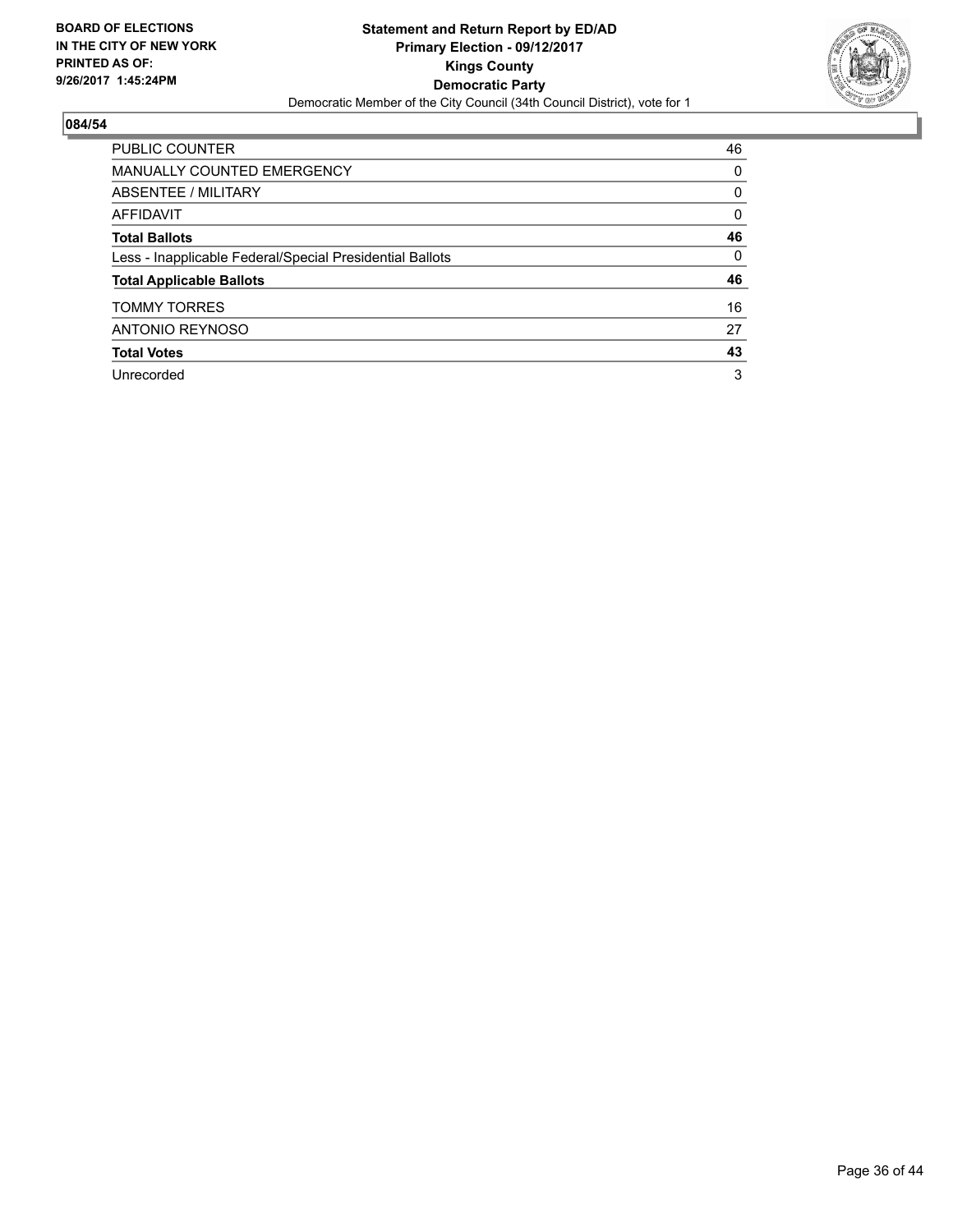**BOARD OF ELECTIONS IN THE CITY OF NEW YORK PRINTED AS OF: 9/26/2017 1:45:24PM**

**Statement and Return Report by ED/AD**
**Primary Election - 09/12/2017**
**Kings County**
**Democratic Party**
Democratic Member of the City Council (34th Council District), vote for 1

## 084/54

| | |
|---|---|
| PUBLIC COUNTER | 46 |
| MANUALLY COUNTED EMERGENCY | 0 |
| ABSENTEE / MILITARY | 0 |
| AFFIDAVIT | 0 |
| **Total Ballots** | **46** |
| Less - Inapplicable Federal/Special Presidential Ballots | 0 |
| **Total Applicable Ballots** | **46** |
| TOMMY TORRES | 16 |
| ANTONIO REYNOSO | 27 |
| **Total Votes** | **43** |
| Unrecorded | 3 |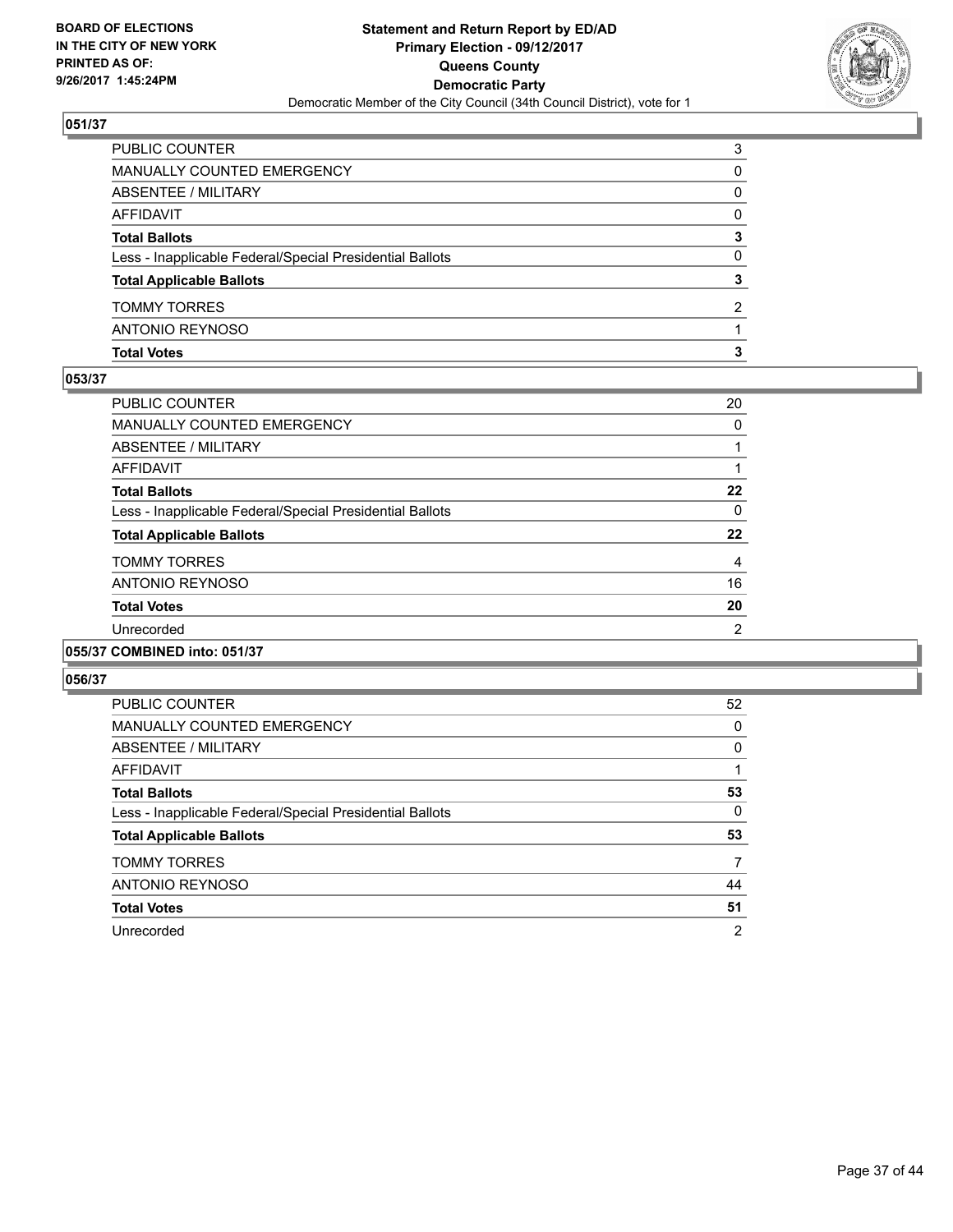**BOARD OF ELECTIONS IN THE CITY OF NEW YORK PRINTED AS OF: 9/26/2017 1:45:24PM**

**Statement and Return Report by ED/AD**
**Primary Election - 09/12/2017**
**Queens County**
**Democratic Party**
Democratic Member of the City Council (34th Council District), vote for 1

## 051/37

| | |
|---|---|
| PUBLIC COUNTER | 3 |
| MANUALLY COUNTED EMERGENCY | 0 |
| ABSENTEE / MILITARY | 0 |
| AFFIDAVIT | 0 |
| **Total Ballots** | **3** |
| Less - Inapplicable Federal/Special Presidential Ballots | 0 |
| **Total Applicable Ballots** | **3** |
| TOMMY TORRES | 2 |
| ANTONIO REYNOSO | 1 |
| **Total Votes** | **3** |

## 053/37

| | |
|---|---|
| PUBLIC COUNTER | 20 |
| MANUALLY COUNTED EMERGENCY | 0 |
| ABSENTEE / MILITARY | 1 |
| AFFIDAVIT | 1 |
| **Total Ballots** | **22** |
| Less - Inapplicable Federal/Special Presidential Ballots | 0 |
| **Total Applicable Ballots** | **22** |
| TOMMY TORRES | 4 |
| ANTONIO REYNOSO | 16 |
| **Total Votes** | **20** |
| Unrecorded | 2 |

## 055/37 COMBINED into: 051/37

## 056/37

| | |
|---|---|
| PUBLIC COUNTER | 52 |
| MANUALLY COUNTED EMERGENCY | 0 |
| ABSENTEE / MILITARY | 0 |
| AFFIDAVIT | 1 |
| **Total Ballots** | **53** |
| Less - Inapplicable Federal/Special Presidential Ballots | 0 |
| **Total Applicable Ballots** | **53** |
| TOMMY TORRES | 7 |
| ANTONIO REYNOSO | 44 |
| **Total Votes** | **51** |
| Unrecorded | 2 |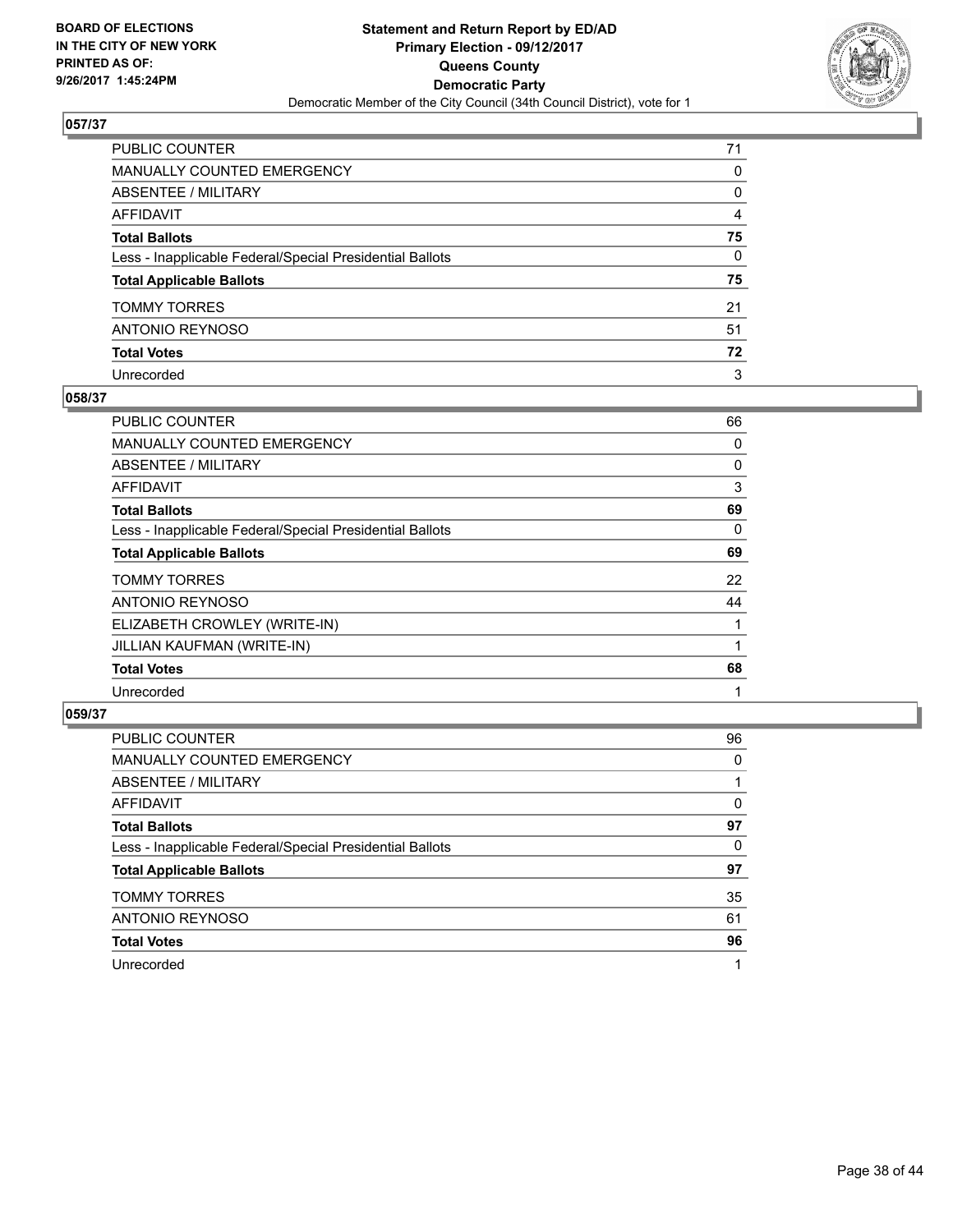**BOARD OF ELECTIONS IN THE CITY OF NEW YORK PRINTED AS OF: 9/26/2017 1:45:24PM**

**Statement and Return Report by ED/AD**
**Primary Election - 09/12/2017**
**Queens County**
**Democratic Party**
Democratic Member of the City Council (34th Council District), vote for 1

## 057/37

| | |
|---|---|
| PUBLIC COUNTER | 71 |
| MANUALLY COUNTED EMERGENCY | 0 |
| ABSENTEE / MILITARY | 0 |
| AFFIDAVIT | 4 |
| **Total Ballots** | **75** |
| Less - Inapplicable Federal/Special Presidential Ballots | 0 |
| **Total Applicable Ballots** | **75** |
| TOMMY TORRES | 21 |
| ANTONIO REYNOSO | 51 |
| **Total Votes** | **72** |
| Unrecorded | 3 |

## 058/37

| | |
|---|---|
| PUBLIC COUNTER | 66 |
| MANUALLY COUNTED EMERGENCY | 0 |
| ABSENTEE / MILITARY | 0 |
| AFFIDAVIT | 3 |
| **Total Ballots** | **69** |
| Less - Inapplicable Federal/Special Presidential Ballots | 0 |
| **Total Applicable Ballots** | **69** |
| TOMMY TORRES | 22 |
| ANTONIO REYNOSO | 44 |
| ELIZABETH CROWLEY (WRITE-IN) | 1 |
| JILLIAN KAUFMAN (WRITE-IN) | 1 |
| **Total Votes** | **68** |
| Unrecorded | 1 |

## 059/37

| | |
|---|---|
| PUBLIC COUNTER | 96 |
| MANUALLY COUNTED EMERGENCY | 0 |
| ABSENTEE / MILITARY | 1 |
| AFFIDAVIT | 0 |
| **Total Ballots** | **97** |
| Less - Inapplicable Federal/Special Presidential Ballots | 0 |
| **Total Applicable Ballots** | **97** |
| TOMMY TORRES | 35 |
| ANTONIO REYNOSO | 61 |
| **Total Votes** | **96** |
| Unrecorded | 1 |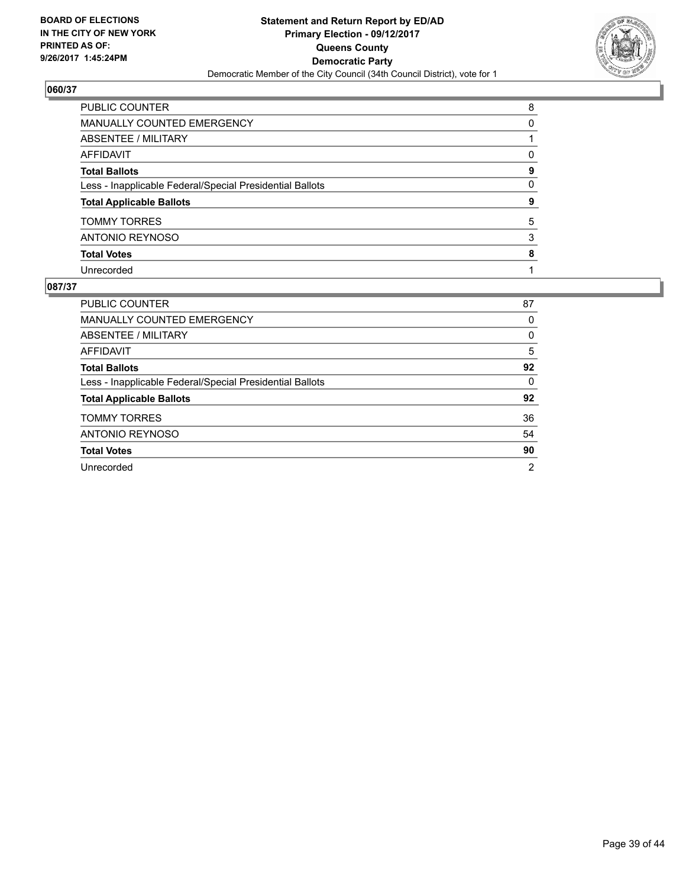**BOARD OF ELECTIONS IN THE CITY OF NEW YORK PRINTED AS OF: 9/26/2017 1:45:24PM**

**Statement and Return Report by ED/AD**
**Primary Election - 09/12/2017**
**Queens County**
**Democratic Party**
Democratic Member of the City Council (34th Council District), vote for 1

## 060/37

| | |
|---|---|
| PUBLIC COUNTER | 8 |
| MANUALLY COUNTED EMERGENCY | 0 |
| ABSENTEE / MILITARY | 1 |
| AFFIDAVIT | 0 |
| **Total Ballots** | **9** |
| Less - Inapplicable Federal/Special Presidential Ballots | 0 |
| **Total Applicable Ballots** | **9** |
| TOMMY TORRES | 5 |
| ANTONIO REYNOSO | 3 |
| **Total Votes** | **8** |
| Unrecorded | 1 |

## 087/37

| | |
|---|---|
| PUBLIC COUNTER | 87 |
| MANUALLY COUNTED EMERGENCY | 0 |
| ABSENTEE / MILITARY | 0 |
| AFFIDAVIT | 5 |
| **Total Ballots** | **92** |
| Less - Inapplicable Federal/Special Presidential Ballots | 0 |
| **Total Applicable Ballots** | **92** |
| TOMMY TORRES | 36 |
| ANTONIO REYNOSO | 54 |
| **Total Votes** | **90** |
| Unrecorded | 2 |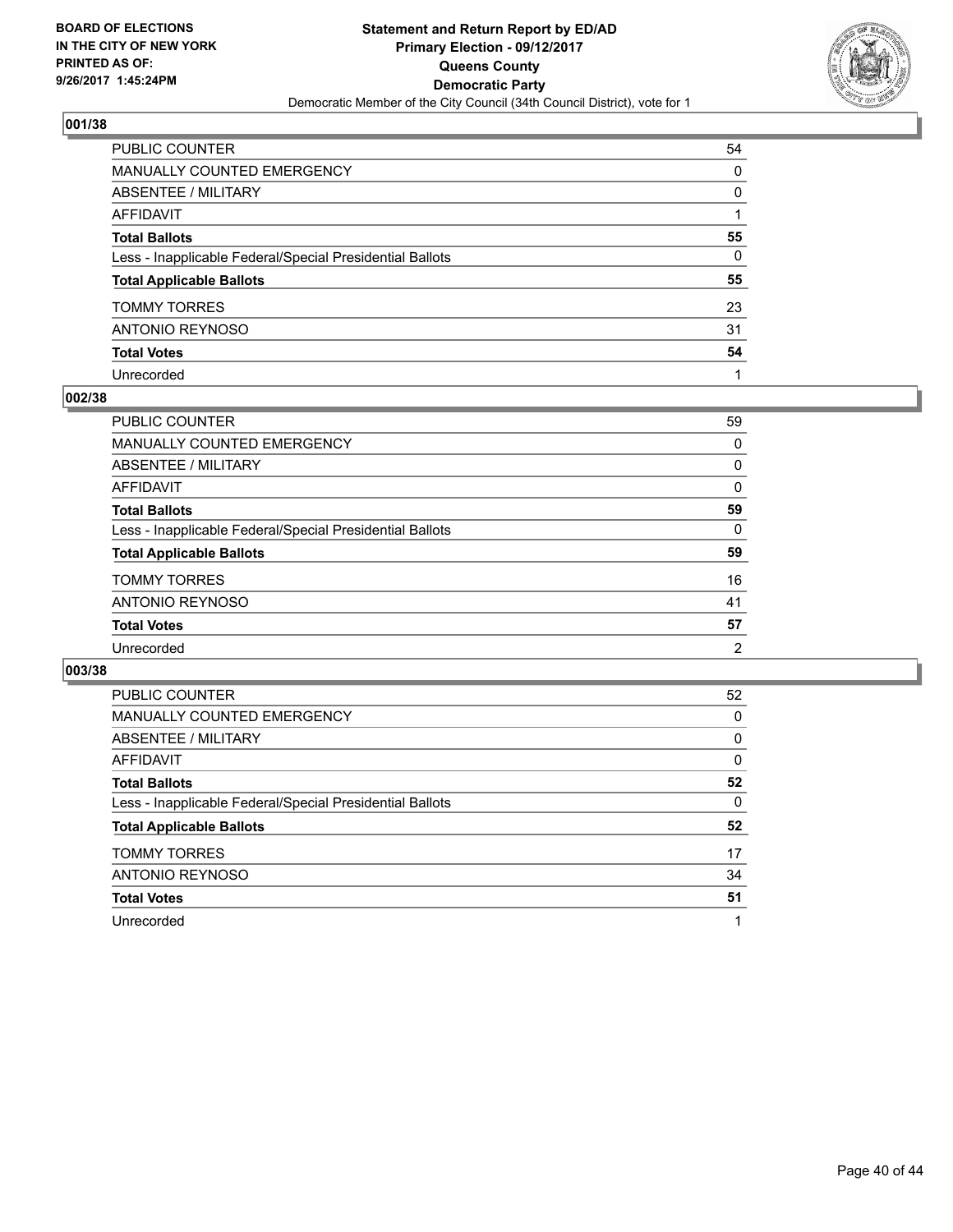**BOARD OF ELECTIONS IN THE CITY OF NEW YORK PRINTED AS OF: 9/26/2017 1:45:24PM**

**Statement and Return Report by ED/AD**
**Primary Election - 09/12/2017**
**Queens County**
**Democratic Party**
Democratic Member of the City Council (34th Council District), vote for 1

### 001/38

| | |
|---|---|
| PUBLIC COUNTER | 54 |
| MANUALLY COUNTED EMERGENCY | 0 |
| ABSENTEE / MILITARY | 0 |
| AFFIDAVIT | 1 |
| **Total Ballots** | **55** |
| Less - Inapplicable Federal/Special Presidential Ballots | 0 |
| **Total Applicable Ballots** | **55** |
| TOMMY TORRES | 23 |
| ANTONIO REYNOSO | 31 |
| **Total Votes** | **54** |
| Unrecorded | 1 |

### 002/38

| | |
|---|---|
| PUBLIC COUNTER | 59 |
| MANUALLY COUNTED EMERGENCY | 0 |
| ABSENTEE / MILITARY | 0 |
| AFFIDAVIT | 0 |
| **Total Ballots** | **59** |
| Less - Inapplicable Federal/Special Presidential Ballots | 0 |
| **Total Applicable Ballots** | **59** |
| TOMMY TORRES | 16 |
| ANTONIO REYNOSO | 41 |
| **Total Votes** | **57** |
| Unrecorded | 2 |

### 003/38

| | |
|---|---|
| PUBLIC COUNTER | 52 |
| MANUALLY COUNTED EMERGENCY | 0 |
| ABSENTEE / MILITARY | 0 |
| AFFIDAVIT | 0 |
| **Total Ballots** | **52** |
| Less - Inapplicable Federal/Special Presidential Ballots | 0 |
| **Total Applicable Ballots** | **52** |
| TOMMY TORRES | 17 |
| ANTONIO REYNOSO | 34 |
| **Total Votes** | **51** |
| Unrecorded | 1 |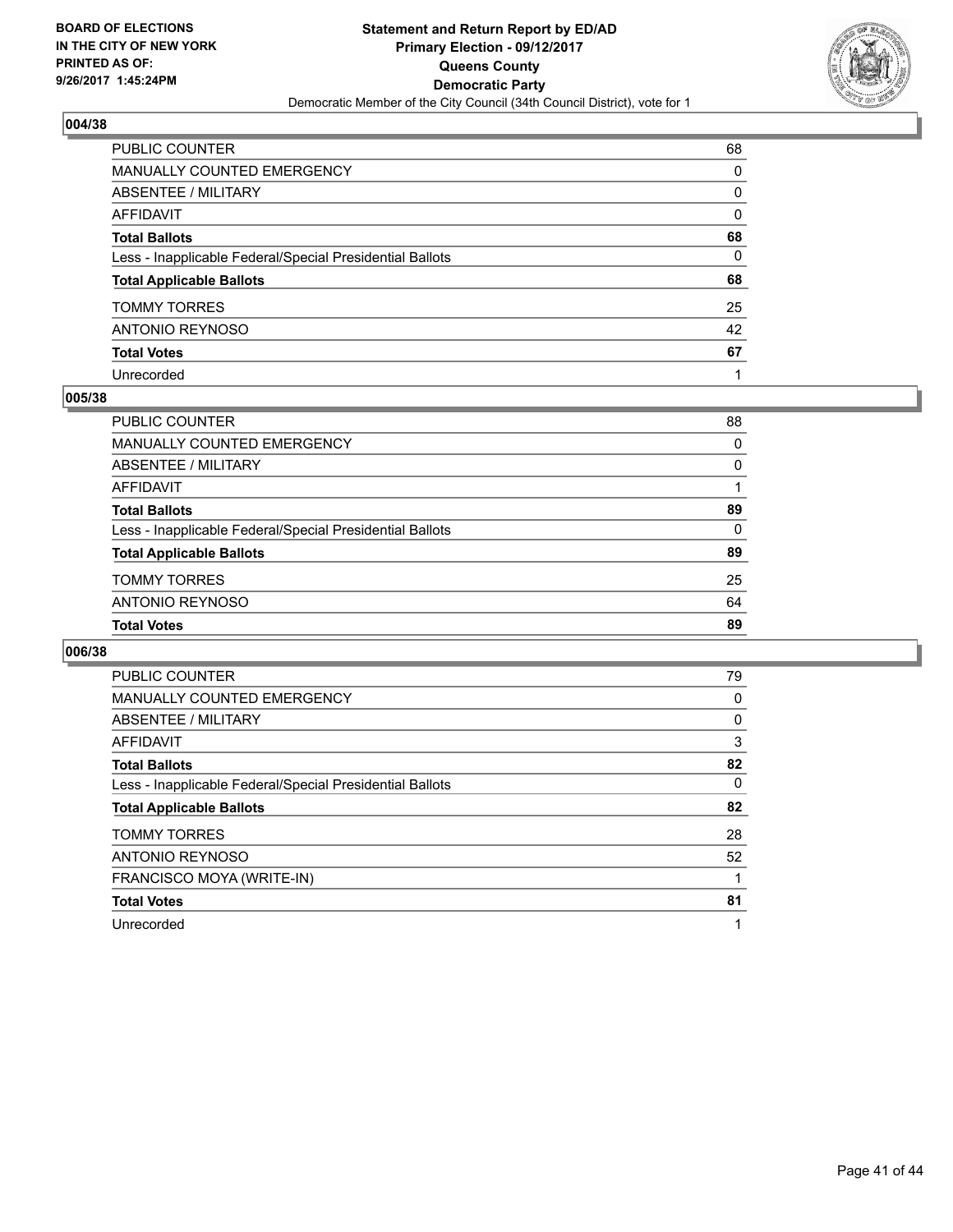## 004/38

| | |
|---|---|
| PUBLIC COUNTER | 68 |
| MANUALLY COUNTED EMERGENCY | 0 |
| ABSENTEE / MILITARY | 0 |
| AFFIDAVIT | 0 |
| **Total Ballots** | **68** |
| Less - Inapplicable Federal/Special Presidential Ballots | 0 |
| **Total Applicable Ballots** | **68** |
| TOMMY TORRES | 25 |
| ANTONIO REYNOSO | 42 |
| **Total Votes** | **67** |
| Unrecorded | 1 |

## 005/38

| | |
|---|---|
| PUBLIC COUNTER | 88 |
| MANUALLY COUNTED EMERGENCY | 0 |
| ABSENTEE / MILITARY | 0 |
| AFFIDAVIT | 1 |
| **Total Ballots** | **89** |
| Less - Inapplicable Federal/Special Presidential Ballots | 0 |
| **Total Applicable Ballots** | **89** |
| TOMMY TORRES | 25 |
| ANTONIO REYNOSO | 64 |
| **Total Votes** | **89** |

## 006/38

| | |
|---|---|
| PUBLIC COUNTER | 79 |
| MANUALLY COUNTED EMERGENCY | 0 |
| ABSENTEE / MILITARY | 0 |
| AFFIDAVIT | 3 |
| **Total Ballots** | **82** |
| Less - Inapplicable Federal/Special Presidential Ballots | 0 |
| **Total Applicable Ballots** | **82** |
| TOMMY TORRES | 28 |
| ANTONIO REYNOSO | 52 |
| FRANCISCO MOYA (WRITE-IN) | 1 |
| **Total Votes** | **81** |
| Unrecorded | 1 |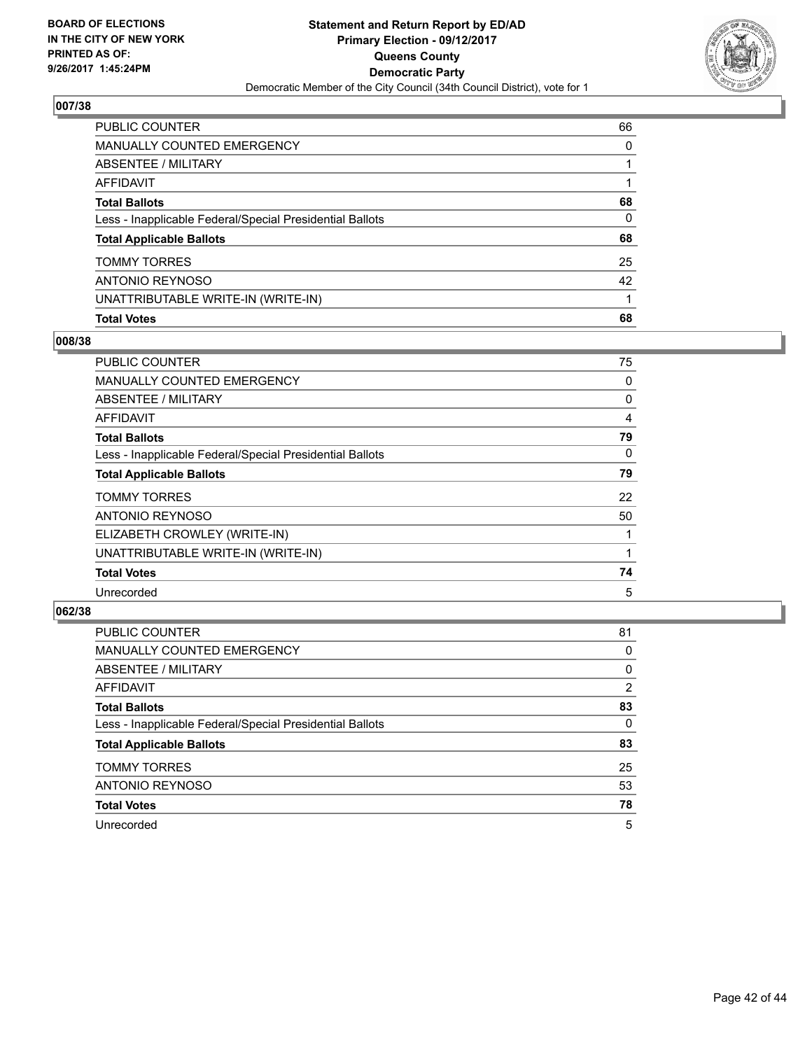## 007/38

| | |
|---|---|
| PUBLIC COUNTER | 66 |
| MANUALLY COUNTED EMERGENCY | 0 |
| ABSENTEE / MILITARY | 1 |
| AFFIDAVIT | 1 |
| **Total Ballots** | **68** |
| Less - Inapplicable Federal/Special Presidential Ballots | 0 |
| **Total Applicable Ballots** | **68** |
| TOMMY TORRES | 25 |
| ANTONIO REYNOSO | 42 |
| UNATTRIBUTABLE WRITE-IN (WRITE-IN) | 1 |
| **Total Votes** | **68** |

## 008/38

| | |
|---|---|
| PUBLIC COUNTER | 75 |
| MANUALLY COUNTED EMERGENCY | 0 |
| ABSENTEE / MILITARY | 0 |
| AFFIDAVIT | 4 |
| **Total Ballots** | **79** |
| Less - Inapplicable Federal/Special Presidential Ballots | 0 |
| **Total Applicable Ballots** | **79** |
| TOMMY TORRES | 22 |
| ANTONIO REYNOSO | 50 |
| ELIZABETH CROWLEY (WRITE-IN) | 1 |
| UNATTRIBUTABLE WRITE-IN (WRITE-IN) | 1 |
| **Total Votes** | **74** |
| Unrecorded | 5 |

## 062/38

| | |
|---|---|
| PUBLIC COUNTER | 81 |
| MANUALLY COUNTED EMERGENCY | 0 |
| ABSENTEE / MILITARY | 0 |
| AFFIDAVIT | 2 |
| **Total Ballots** | **83** |
| Less - Inapplicable Federal/Special Presidential Ballots | 0 |
| **Total Applicable Ballots** | **83** |
| TOMMY TORRES | 25 |
| ANTONIO REYNOSO | 53 |
| **Total Votes** | **78** |
| Unrecorded | 5 |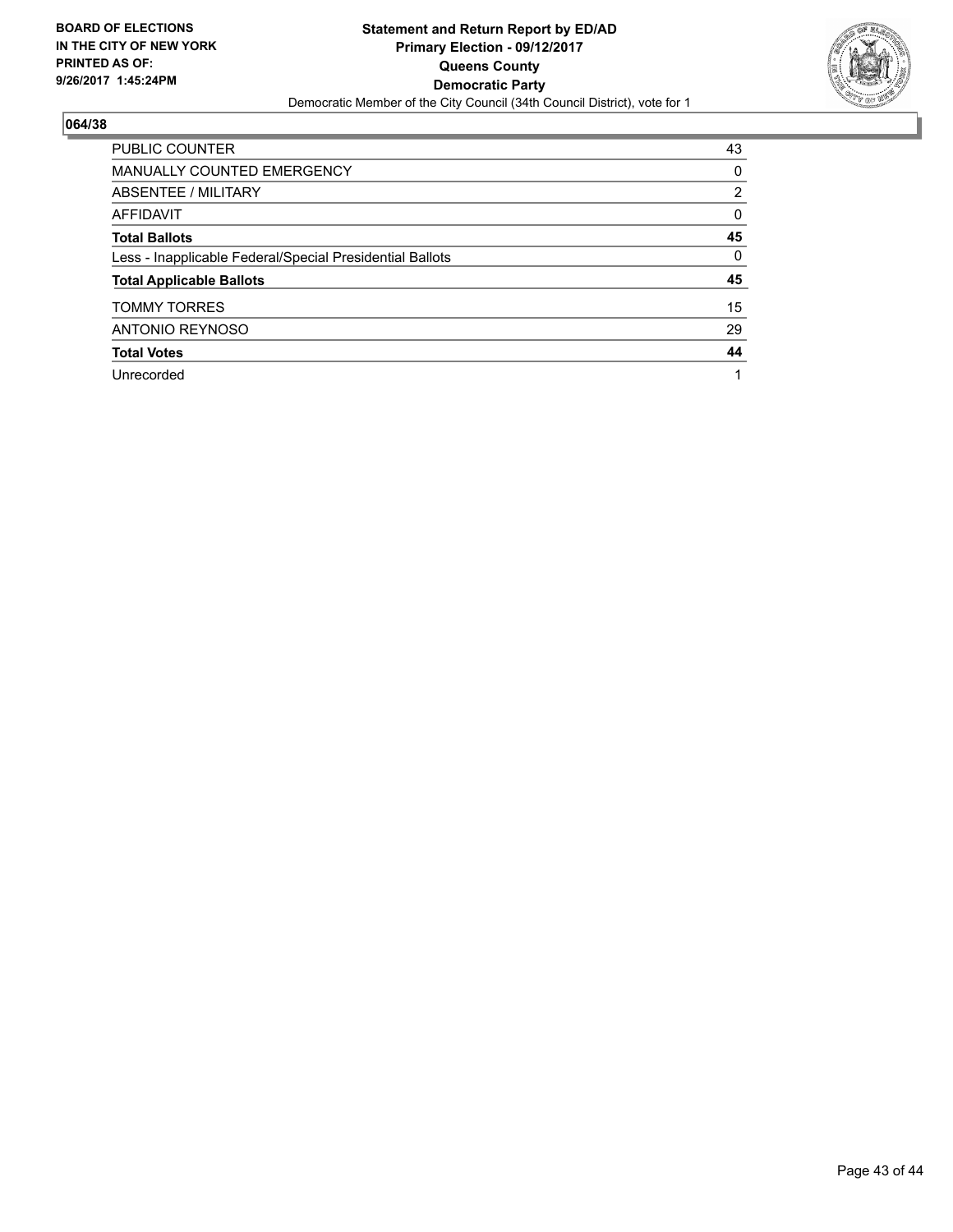**BOARD OF ELECTIONS IN THE CITY OF NEW YORK PRINTED AS OF: 9/26/2017 1:45:24PM**

**Statement and Return Report by ED/AD**
**Primary Election - 09/12/2017**
**Queens County**
**Democratic Party**
Democratic Member of the City Council (34th Council District), vote for 1

## 064/38

| | |
|---|---|
| PUBLIC COUNTER | 43 |
| MANUALLY COUNTED EMERGENCY | 0 |
| ABSENTEE / MILITARY | 2 |
| AFFIDAVIT | 0 |
| **Total Ballots** | **45** |
| Less - Inapplicable Federal/Special Presidential Ballots | 0 |
| **Total Applicable Ballots** | **45** |
| TOMMY TORRES | 15 |
| ANTONIO REYNOSO | 29 |
| **Total Votes** | **44** |
| Unrecorded | 1 |